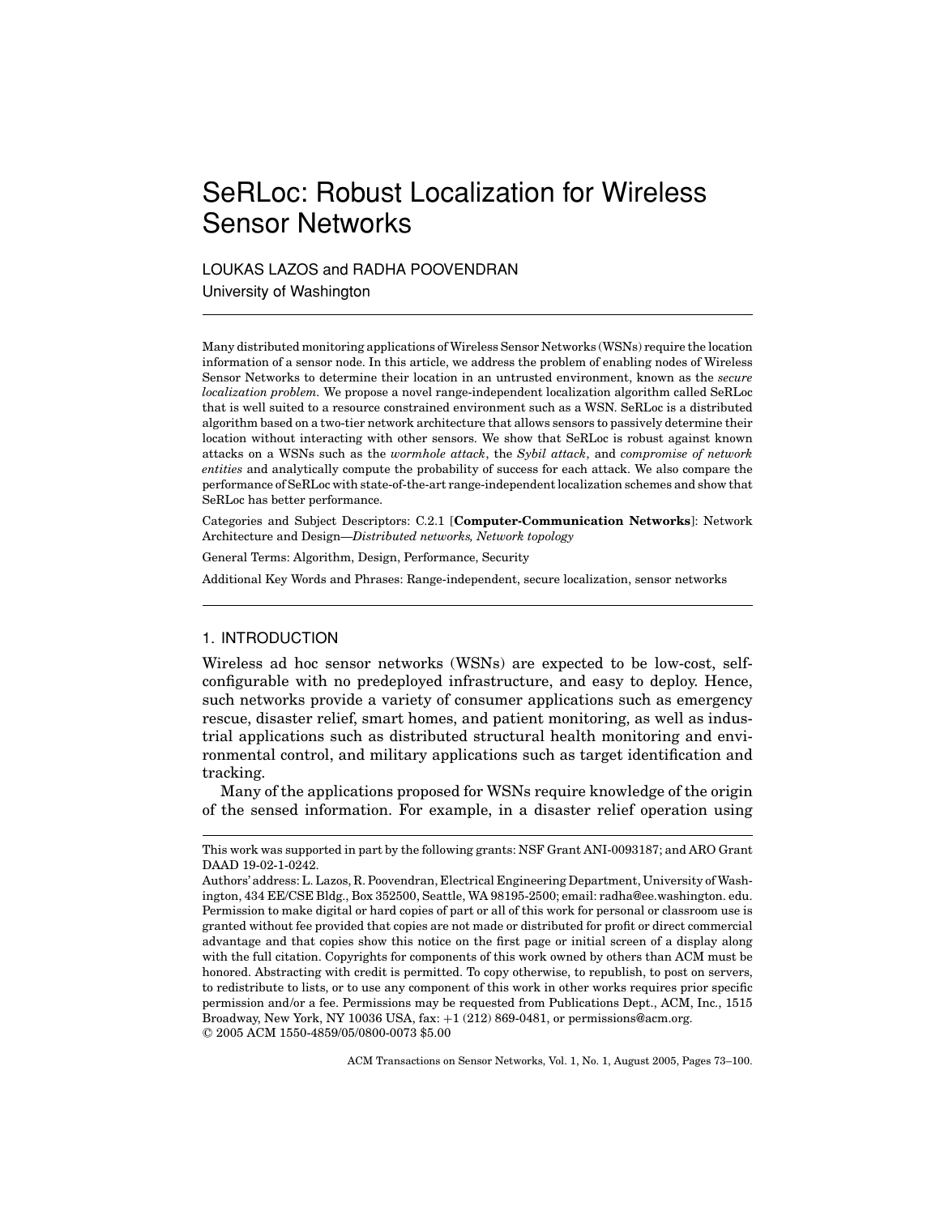# SeRLoc: Robust Localization for Wireless Sensor Networks

LOUKAS LAZOS and RADHA POOVENDRAN
University of Washington

---

Many distributed monitoring applications of Wireless Sensor Networks (WSNs) require the location information of a sensor node. In this article, we address the problem of enabling nodes of Wireless Sensor Networks to determine their location in an untrusted environment, known as the *secure localization problem.* We propose a novel range-independent localization algorithm called SeRLoc that is well suited to a resource constrained environment such as a WSN. SeRLoc is a distributed algorithm based on a two-tier network architecture that allows sensors to passively determine their location without interacting with other sensors. We show that SeRLoc is robust against known attacks on a WSNs such as the *wormhole attack*, the *Sybil attack*, and *compromise of network entities* and analytically compute the probability of success for each attack. We also compare the performance of SeRLoc with state-of-the-art range-independent localization schemes and show that SeRLoc has better performance.

Categories and Subject Descriptors: C.2.1 [**Computer-Communication Networks**]: Network Architecture and Design—*Distributed networks, Network topology*

General Terms: Algorithm, Design, Performance, Security

Additional Key Words and Phrases: Range-independent, secure localization, sensor networks

---

## 1. INTRODUCTION

Wireless ad hoc sensor networks (WSNs) are expected to be low-cost, self-configurable with no predeployed infrastructure, and easy to deploy. Hence, such networks provide a variety of consumer applications such as emergency rescue, disaster relief, smart homes, and patient monitoring, as well as industrial applications such as distributed structural health monitoring and environmental control, and military applications such as target identification and tracking.

Many of the applications proposed for WSNs require knowledge of the origin of the sensed information. For example, in a disaster relief operation using

---

This work was supported in part by the following grants: NSF Grant ANI-0093187; and ARO Grant DAAD 19-02-1-0242.

Authors' address: L. Lazos, R. Poovendran, Electrical Engineering Department, University of Washington, 434 EE/CSE Bldg., Box 352500, Seattle, WA 98195-2500; email: radha@ee.washington. edu.

Permission to make digital or hard copies of part or all of this work for personal or classroom use is granted without fee provided that copies are not made or distributed for profit or direct commercial advantage and that copies show this notice on the first page or initial screen of a display along with the full citation. Copyrights for components of this work owned by others than ACM must be honored. Abstracting with credit is permitted. To copy otherwise, to republish, to post on servers, to redistribute to lists, or to use any component of this work in other works requires prior specific permission and/or a fee. Permissions may be requested from Publications Dept., ACM, Inc., 1515 Broadway, New York, NY 10036 USA, fax: +1 (212) 869-0481, or permissions@acm.org.

© 2005 ACM 1550-4859/05/0800-0073 $5.00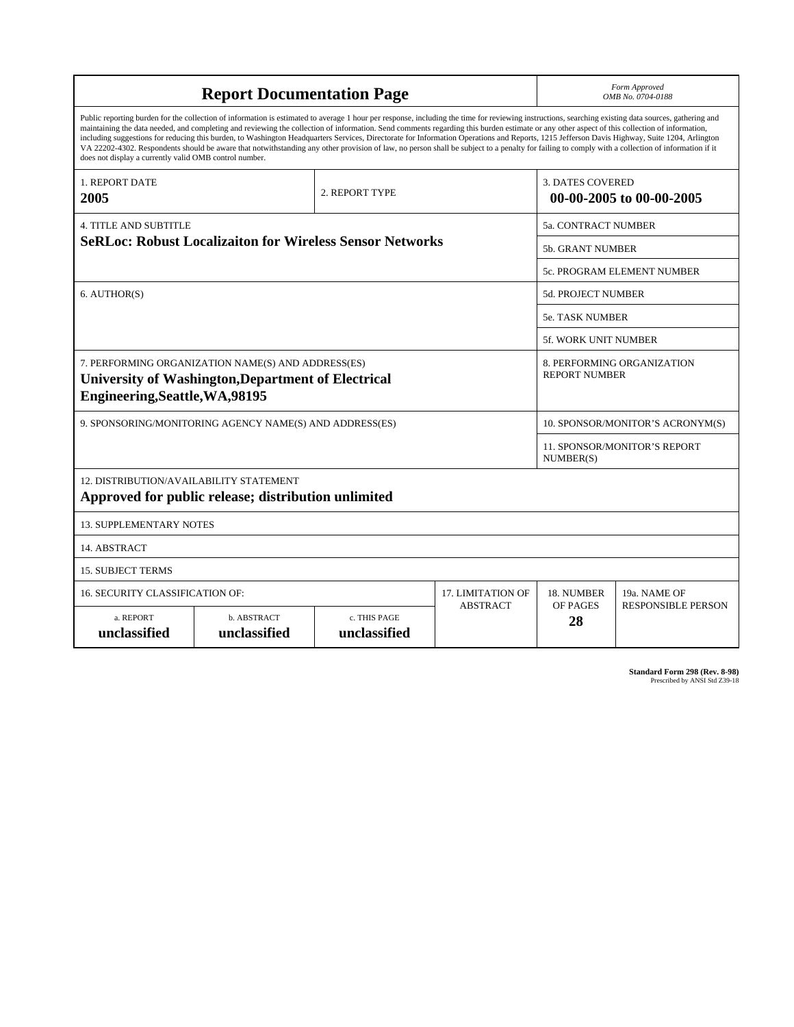# Report Documentation Page

*Form Approved*
*OMB No. 0704-0188*

Public reporting burden for the collection of information is estimated to average 1 hour per response, including the time for reviewing instructions, searching existing data sources, gathering and maintaining the data needed, and completing and reviewing the collection of information. Send comments regarding this burden estimate or any other aspect of this collection of information, including suggestions for reducing this burden, to Washington Headquarters Services, Directorate for Information Operations and Reports, 1215 Jefferson Davis Highway, Suite 1204, Arlington VA 22202-4302. Respondents should be aware that notwithstanding any other provision of law, no person shall be subject to a penalty for failing to comply with a collection of information if it does not display a currently valid OMB control number.

| 1. REPORT DATE | 2. REPORT TYPE | 3. DATES COVERED |
|---|---|---|
| **2005** | | **00-00-2005 to 00-00-2005** |

| 4. TITLE AND SUBTITLE | 5a. CONTRACT NUMBER |
|---|---|
| **SeRLoc: Robust Localizaiton for Wireless Sensor Networks** | 5b. GRANT NUMBER |
| | 5c. PROGRAM ELEMENT NUMBER |
| 6. AUTHOR(S) | 5d. PROJECT NUMBER |
| | 5e. TASK NUMBER |
| | 5f. WORK UNIT NUMBER |
| 7. PERFORMING ORGANIZATION NAME(S) AND ADDRESS(ES) **University of Washington,Department of Electrical Engineering,Seattle,WA,98195** | 8. PERFORMING ORGANIZATION REPORT NUMBER |
| 9. SPONSORING/MONITORING AGENCY NAME(S) AND ADDRESS(ES) | 10. SPONSOR/MONITOR'S ACRONYM(S) |
| | 11. SPONSOR/MONITOR'S REPORT NUMBER(S) |

12. DISTRIBUTION/AVAILABILITY STATEMENT
**Approved for public release; distribution unlimited**

13. SUPPLEMENTARY NOTES

14. ABSTRACT

15. SUBJECT TERMS

| 16. SECURITY CLASSIFICATION OF: | | | 17. LIMITATION OF ABSTRACT | 18. NUMBER OF PAGES | 19a. NAME OF RESPONSIBLE PERSON |
|---|---|---|---|---|---|
| a. REPORT **unclassified** | b. ABSTRACT **unclassified** | c. THIS PAGE **unclassified** | | **28** | |

**Standard Form 298 (Rev. 8-98)**
Prescribed by ANSI Std Z39-18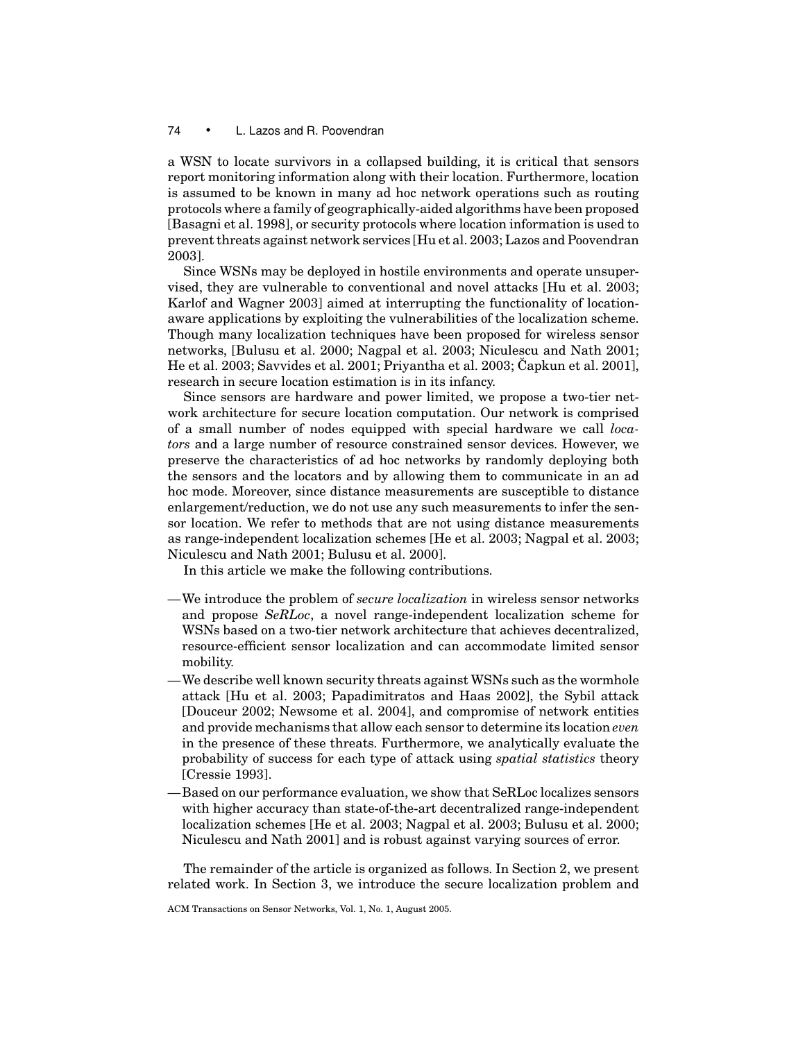a WSN to locate survivors in a collapsed building, it is critical that sensors report monitoring information along with their location. Furthermore, location is assumed to be known in many ad hoc network operations such as routing protocols where a family of geographically-aided algorithms have been proposed [Basagni et al. 1998], or security protocols where location information is used to prevent threats against network services [Hu et al. 2003; Lazos and Poovendran 2003].

Since WSNs may be deployed in hostile environments and operate unsupervised, they are vulnerable to conventional and novel attacks [Hu et al. 2003; Karlof and Wagner 2003] aimed at interrupting the functionality of location-aware applications by exploiting the vulnerabilities of the localization scheme. Though many localization techniques have been proposed for wireless sensor networks, [Bulusu et al. 2000; Nagpal et al. 2003; Niculescu and Nath 2001; He et al. 2003; Savvides et al. 2001; Priyantha et al. 2003; Čapkun et al. 2001], research in secure location estimation is in its infancy.

Since sensors are hardware and power limited, we propose a two-tier network architecture for secure location computation. Our network is comprised of a small number of nodes equipped with special hardware we call *locators* and a large number of resource constrained sensor devices. However, we preserve the characteristics of ad hoc networks by randomly deploying both the sensors and the locators and by allowing them to communicate in an ad hoc mode. Moreover, since distance measurements are susceptible to distance enlargement/reduction, we do not use any such measurements to infer the sensor location. We refer to methods that are not using distance measurements as range-independent localization schemes [He et al. 2003; Nagpal et al. 2003; Niculescu and Nath 2001; Bulusu et al. 2000].

In this article we make the following contributions.

- We introduce the problem of *secure localization* in wireless sensor networks and propose *SeRLoc*, a novel range-independent localization scheme for WSNs based on a two-tier network architecture that achieves decentralized, resource-efficient sensor localization and can accommodate limited sensor mobility.
- We describe well known security threats against WSNs such as the wormhole attack [Hu et al. 2003; Papadimitratos and Haas 2002], the Sybil attack [Douceur 2002; Newsome et al. 2004], and compromise of network entities and provide mechanisms that allow each sensor to determine its location *even* in the presence of these threats. Furthermore, we analytically evaluate the probability of success for each type of attack using *spatial statistics* theory [Cressie 1993].
- Based on our performance evaluation, we show that SeRLoc localizes sensors with higher accuracy than state-of-the-art decentralized range-independent localization schemes [He et al. 2003; Nagpal et al. 2003; Bulusu et al. 2000; Niculescu and Nath 2001] and is robust against varying sources of error.

The remainder of the article is organized as follows. In Section 2, we present related work. In Section 3, we introduce the secure localization problem and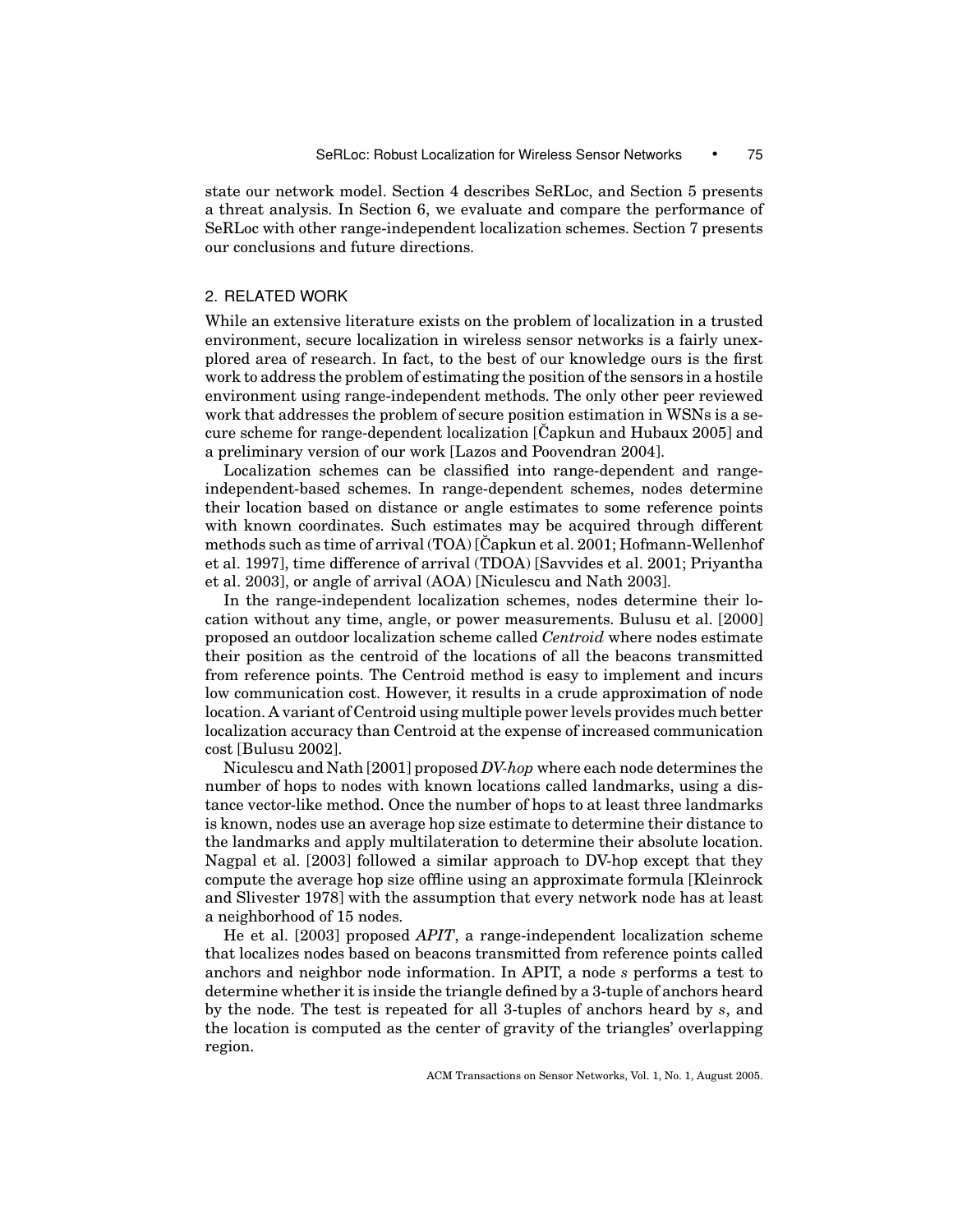state our network model. Section 4 describes SeRLoc, and Section 5 presents a threat analysis. In Section 6, we evaluate and compare the performance of SeRLoc with other range-independent localization schemes. Section 7 presents our conclusions and future directions.

## 2. RELATED WORK

While an extensive literature exists on the problem of localization in a trusted environment, secure localization in wireless sensor networks is a fairly unexplored area of research. In fact, to the best of our knowledge ours is the first work to address the problem of estimating the position of the sensors in a hostile environment using range-independent methods. The only other peer reviewed work that addresses the problem of secure position estimation in WSNs is a secure scheme for range-dependent localization [Čapkun and Hubaux 2005] and a preliminary version of our work [Lazos and Poovendran 2004].

Localization schemes can be classified into range-dependent and range-independent-based schemes. In range-dependent schemes, nodes determine their location based on distance or angle estimates to some reference points with known coordinates. Such estimates may be acquired through different methods such as time of arrival (TOA) [Čapkun et al. 2001; Hofmann-Wellenhof et al. 1997], time difference of arrival (TDOA) [Savvides et al. 2001; Priyantha et al. 2003], or angle of arrival (AOA) [Niculescu and Nath 2003].

In the range-independent localization schemes, nodes determine their location without any time, angle, or power measurements. Bulusu et al. [2000] proposed an outdoor localization scheme called *Centroid* where nodes estimate their position as the centroid of the locations of all the beacons transmitted from reference points. The Centroid method is easy to implement and incurs low communication cost. However, it results in a crude approximation of node location. A variant of Centroid using multiple power levels provides much better localization accuracy than Centroid at the expense of increased communication cost [Bulusu 2002].

Niculescu and Nath [2001] proposed *DV-hop* where each node determines the number of hops to nodes with known locations called landmarks, using a distance vector-like method. Once the number of hops to at least three landmarks is known, nodes use an average hop size estimate to determine their distance to the landmarks and apply multilateration to determine their absolute location. Nagpal et al. [2003] followed a similar approach to DV-hop except that they compute the average hop size offline using an approximate formula [Kleinrock and Slivester 1978] with the assumption that every network node has at least a neighborhood of 15 nodes.

He et al. [2003] proposed *APIT*, a range-independent localization scheme that localizes nodes based on beacons transmitted from reference points called anchors and neighbor node information. In APIT, a node $s$ performs a test to determine whether it is inside the triangle defined by a 3-tuple of anchors heard by the node. The test is repeated for all 3-tuples of anchors heard by $s$, and the location is computed as the center of gravity of the triangles' overlapping region.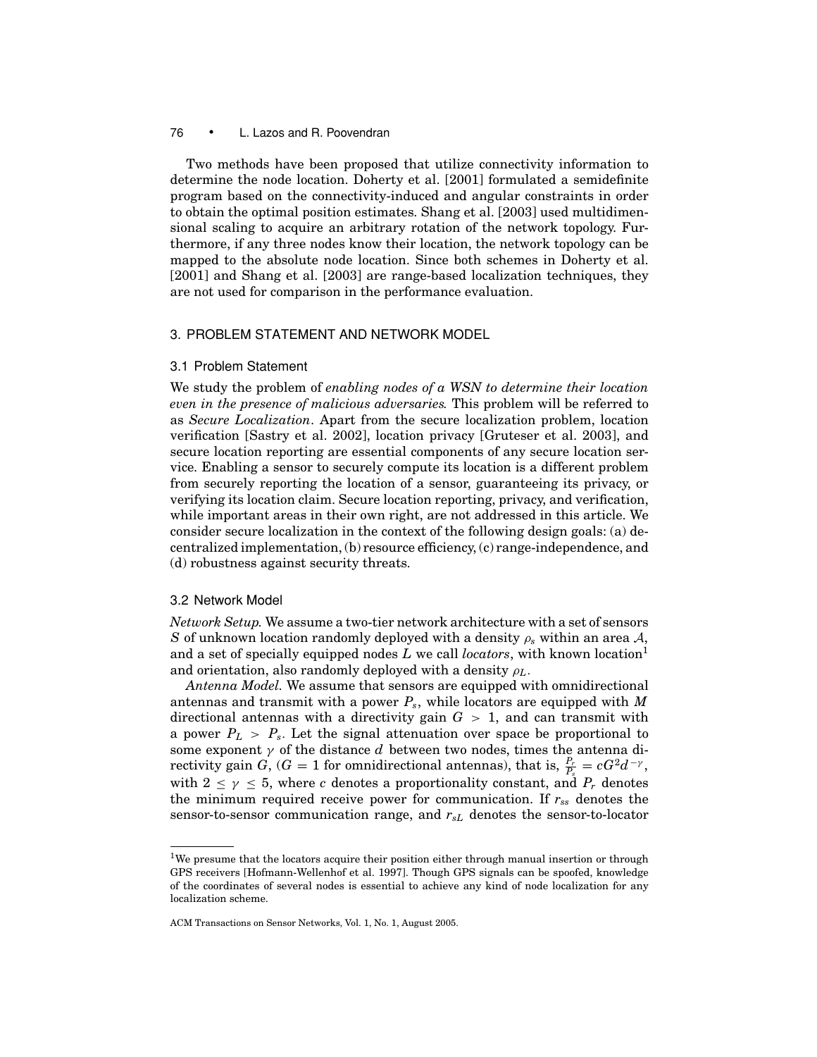Two methods have been proposed that utilize connectivity information to determine the node location. Doherty et al. [2001] formulated a semidefinite program based on the connectivity-induced and angular constraints in order to obtain the optimal position estimates. Shang et al. [2003] used multidimensional scaling to acquire an arbitrary rotation of the network topology. Furthermore, if any three nodes know their location, the network topology can be mapped to the absolute node location. Since both schemes in Doherty et al. [2001] and Shang et al. [2003] are range-based localization techniques, they are not used for comparison in the performance evaluation.

## 3. PROBLEM STATEMENT AND NETWORK MODEL

### 3.1 Problem Statement

We study the problem of *enabling nodes of a WSN to determine their location even in the presence of malicious adversaries.* This problem will be referred to as *Secure Localization*. Apart from the secure localization problem, location verification [Sastry et al. 2002], location privacy [Gruteser et al. 2003], and secure location reporting are essential components of any secure location service. Enabling a sensor to securely compute its location is a different problem from securely reporting the location of a sensor, guaranteeing its privacy, or verifying its location claim. Secure location reporting, privacy, and verification, while important areas in their own right, are not addressed in this article. We consider secure localization in the context of the following design goals: (a) decentralized implementation, (b) resource efficiency, (c) range-independence, and (d) robustness against security threats.

### 3.2 Network Model

*Network Setup.* We assume a two-tier network architecture with a set of sensors $S$ of unknown location randomly deployed with a density $\rho_s$ within an area $\mathcal{A}$, and a set of specially equipped nodes $L$ we call *locators*, with known location[1] and orientation, also randomly deployed with a density $\rho_L$.

*Antenna Model.* We assume that sensors are equipped with omnidirectional antennas and transmit with a power $P_s$, while locators are equipped with $M$ directional antennas with a directivity gain $G > 1$, and can transmit with a power $P_L > P_s$. Let the signal attenuation over space be proportional to some exponent $\gamma$ of the distance $d$ between two nodes, times the antenna directivity gain $G$, ($G = 1$ for omnidirectional antennas), that is, $\frac{P_r}{P_s} = cG^2d^{-\gamma}$, with $2 \leq \gamma \leq 5$, where $c$ denotes a proportionality constant, and $P_r$ denotes the minimum required receive power for communication. If $r_{ss}$ denotes the sensor-to-sensor communication range, and $r_{sL}$ denotes the sensor-to-locator

[1] We presume that the locators acquire their position either through manual insertion or through GPS receivers [Hofmann-Wellenhof et al. 1997]. Though GPS signals can be spoofed, knowledge of the coordinates of several nodes is essential to achieve any kind of node localization for any localization scheme.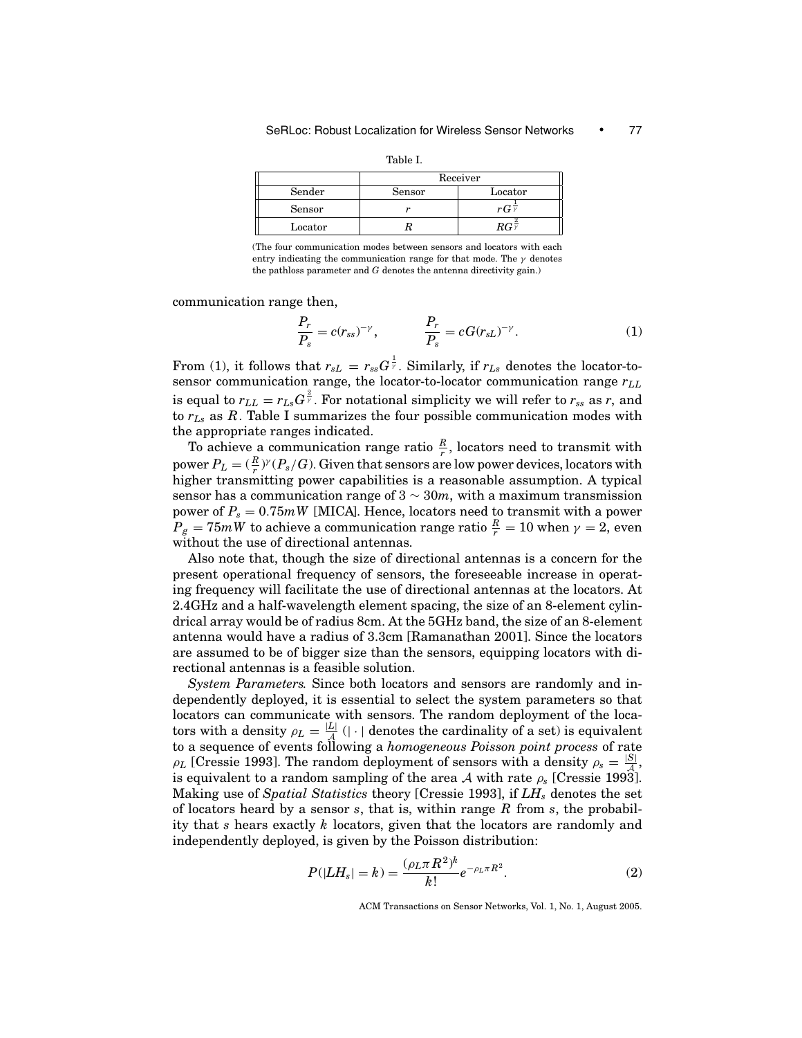Table I.

| | Receiver | |
|---|---|---|
| Sender | Sensor | Locator |
| Sensor | $r$ | $rG^{\frac{1}{\gamma}}$ |
| Locator | $R$ | $RG^{\frac{2}{\gamma}}$ |

(The four communication modes between sensors and locators with each entry indicating the communication range for that mode. The $\gamma$ denotes the pathloss parameter and $G$ denotes the antenna directivity gain.)

communication range then,

$$\frac{P_r}{P_s} = c(r_{ss})^{-\gamma}, \qquad \frac{P_r}{P_s} = cG(r_{sL})^{-\gamma}. \tag{1}$$

From (1), it follows that $r_{sL} = r_{ss}G^{\frac{1}{\gamma}}$. Similarly, if $r_{Ls}$ denotes the locator-to-sensor communication range, the locator-to-locator communication range $r_{LL}$ is equal to $r_{LL} = r_{Ls}G^{\frac{2}{\gamma}}$. For notational simplicity we will refer to $r_{ss}$ as $r$, and to $r_{Ls}$ as $R$. Table I summarizes the four possible communication modes with the appropriate ranges indicated.

To achieve a communication range ratio $\frac{R}{r}$, locators need to transmit with power $P_L = (\frac{R}{r})^{\gamma}(P_s/G)$. Given that sensors are low power devices, locators with higher transmitting power capabilities is a reasonable assumption. A typical sensor has a communication range of $3 \sim 30m$, with a maximum transmission power of $P_s = 0.75mW$ [MICA]. Hence, locators need to transmit with a power $P_g = 75mW$ to achieve a communication range ratio $\frac{R}{r} = 10$ when $\gamma = 2$, even without the use of directional antennas.

Also note that, though the size of directional antennas is a concern for the present operational frequency of sensors, the foreseeable increase in operating frequency will facilitate the use of directional antennas at the locators. At 2.4GHz and a half-wavelength element spacing, the size of an 8-element cylindrical array would be of radius 8cm. At the 5GHz band, the size of an 8-element antenna would have a radius of 3.3cm [Ramanathan 2001]. Since the locators are assumed to be of bigger size than the sensors, equipping locators with directional antennas is a feasible solution.

*System Parameters.* Since both locators and sensors are randomly and independently deployed, it is essential to select the system parameters so that locators can communicate with sensors. The random deployment of the locators with a density $\rho_L = \frac{|L|}{\mathcal{A}}$ ($|\cdot|$ denotes the cardinality of a set) is equivalent to a sequence of events following a *homogeneous Poisson point process* of rate $\rho_L$ [Cressie 1993]. The random deployment of sensors with a density $\rho_s = \frac{|S|}{\mathcal{A}}$, is equivalent to a random sampling of the area $\mathcal{A}$ with rate $\rho_s$ [Cressie 1993]. Making use of *Spatial Statistics* theory [Cressie 1993], if $LH_s$ denotes the set of locators heard by a sensor $s$, that is, within range $R$ from $s$, the probability that $s$ hears exactly $k$ locators, given that the locators are randomly and independently deployed, is given by the Poisson distribution:

$$P(|LH_s| = k) = \frac{(\rho_L \pi R^2)^k}{k!} e^{-\rho_L \pi R^2}. \tag{2}$$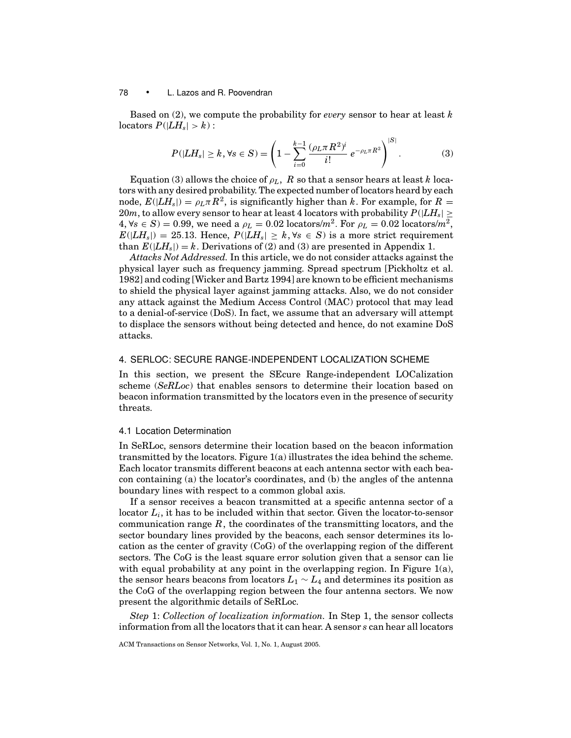Based on (2), we compute the probability for *every* sensor to hear at least $k$ locators $P(|LH_s| > k)$ :

$$P(|LH_s| \geq k, \forall s \in S) = \left(1 - \sum_{i=0}^{k-1} \frac{(\rho_L \pi R^2)^i}{i!} e^{-\rho_L \pi R^2}\right)^{|S|}. \quad (3)$$

Equation (3) allows the choice of $\rho_L$, $R$ so that a sensor hears at least $k$ locators with any desired probability. The expected number of locators heard by each node, $E(|LH_s|) = \rho_L \pi R^2$, is significantly higher than $k$. For example, for $R = 20m$, to allow every sensor to hear at least 4 locators with probability $P(|LH_s| \geq 4, \forall s \in S) = 0.99$, we need a $\rho_L = 0.02$ locators/$m^2$. For $\rho_L = 0.02$ locators/$m^2$, $E(|LH_s|) = 25.13$. Hence, $P(|LH_s| \geq k, \forall s \in S)$ is a more strict requirement than $E(|LH_s|) = k$. Derivations of (2) and (3) are presented in Appendix 1.

*Attacks Not Addressed.* In this article, we do not consider attacks against the physical layer such as frequency jamming. Spread spectrum [Pickholtz et al. 1982] and coding [Wicker and Bartz 1994] are known to be efficient mechanisms to shield the physical layer against jamming attacks. Also, we do not consider any attack against the Medium Access Control (MAC) protocol that may lead to a denial-of-service (DoS). In fact, we assume that an adversary will attempt to displace the sensors without being detected and hence, do not examine DoS attacks.

## 4. SERLOC: SECURE RANGE-INDEPENDENT LOCALIZATION SCHEME

In this section, we present the SEcure Range-independent LOCalization scheme (*SeRLoc*) that enables sensors to determine their location based on beacon information transmitted by the locators even in the presence of security threats.

### 4.1 Location Determination

In SeRLoc, sensors determine their location based on the beacon information transmitted by the locators. Figure 1(a) illustrates the idea behind the scheme. Each locator transmits different beacons at each antenna sector with each beacon containing (a) the locator's coordinates, and (b) the angles of the antenna boundary lines with respect to a common global axis.

If a sensor receives a beacon transmitted at a specific antenna sector of a locator $L_i$, it has to be included within that sector. Given the locator-to-sensor communication range $R$, the coordinates of the transmitting locators, and the sector boundary lines provided by the beacons, each sensor determines its location as the center of gravity (CoG) of the overlapping region of the different sectors. The CoG is the least square error solution given that a sensor can lie with equal probability at any point in the overlapping region. In Figure 1(a), the sensor hears beacons from locators $L_1 \sim L_4$ and determines its position as the CoG of the overlapping region between the four antenna sectors. We now present the algorithmic details of SeRLoc.

*Step* 1: *Collection of localization information.* In Step 1, the sensor collects information from all the locators that it can hear. A sensor $s$ can hear all locators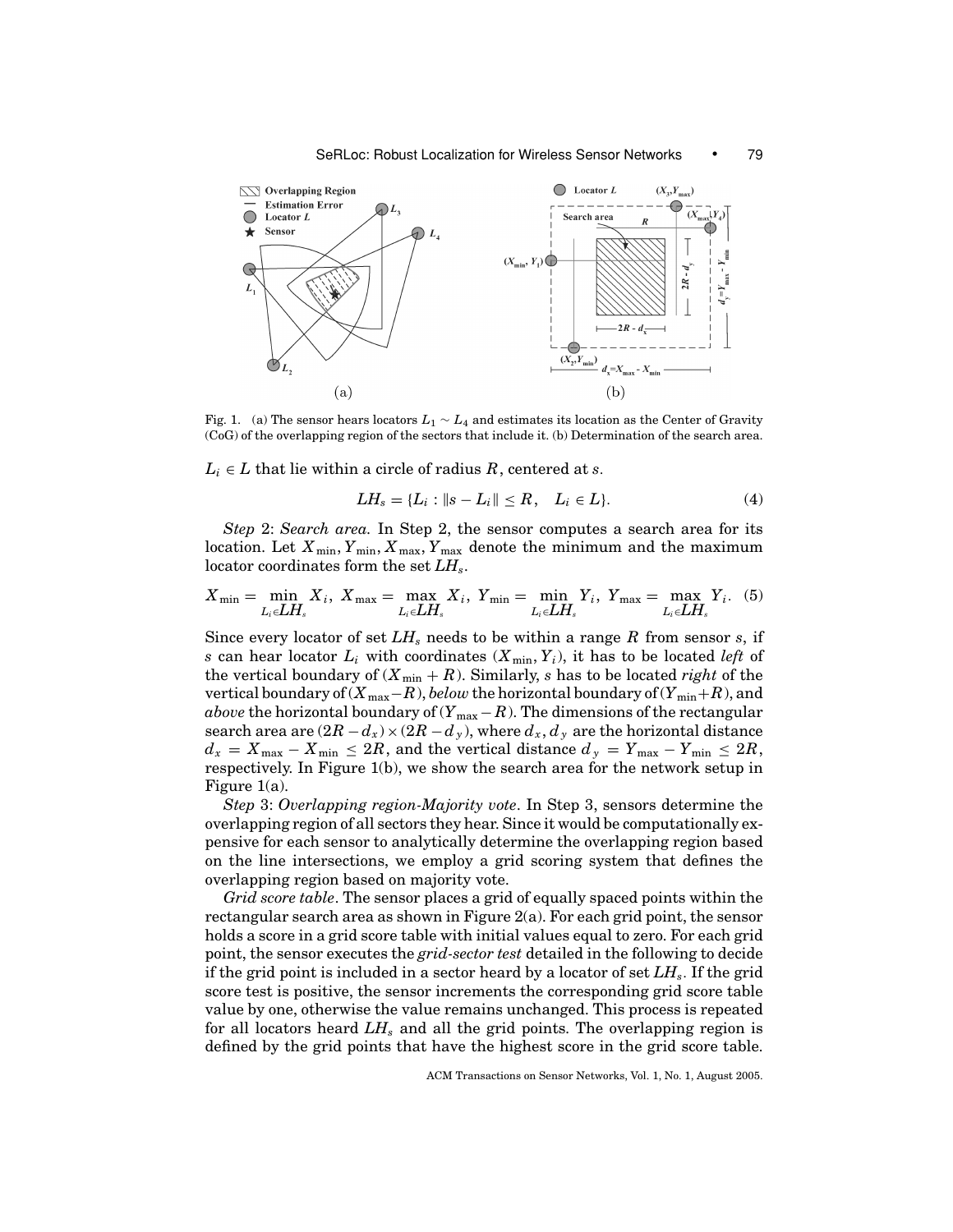Fig. 1. (a) The sensor hears locators $L_1 \sim L_4$ and estimates its location as the Center of Gravity (CoG) of the overlapping region of the sectors that include it. (b) Determination of the search area.

$L_i \in L$ that lie within a circle of radius $R$, centered at $s$.

$$LH_s = \{L_i : \|s - L_i\| \leq R, \quad L_i \in L\}. \tag{4}$$

*Step* 2: *Search area.* In Step 2, the sensor computes a search area for its location. Let $X_{\min}, Y_{\min}, X_{\max}, Y_{\max}$ denote the minimum and the maximum locator coordinates form the set $LH_s$.

$$X_{\min} = \min_{L_i \in LH_s} X_i,\ X_{\max} = \max_{L_i \in LH_s} X_i,\ Y_{\min} = \min_{L_i \in LH_s} Y_i,\ Y_{\max} = \max_{L_i \in LH_s} Y_i. \tag{5}$$

Since every locator of set $LH_s$ needs to be within a range $R$ from sensor $s$, if $s$ can hear locator $L_i$ with coordinates $(X_{\min}, Y_i)$, it has to be located *left* of the vertical boundary of $(X_{\min} + R)$. Similarly, $s$ has to be located *right* of the vertical boundary of $(X_{\max} - R)$, *below* the horizontal boundary of $(Y_{\min} + R)$, and *above* the horizontal boundary of $(Y_{\max} - R)$. The dimensions of the rectangular search area are $(2R - d_x) \times (2R - d_y)$, where $d_x, d_y$ are the horizontal distance $d_x = X_{\max} - X_{\min} \leq 2R$, and the vertical distance $d_y = Y_{\max} - Y_{\min} \leq 2R$, respectively. In Figure 1(b), we show the search area for the network setup in Figure 1(a).

*Step* 3: *Overlapping region-Majority vote*. In Step 3, sensors determine the overlapping region of all sectors they hear. Since it would be computationally expensive for each sensor to analytically determine the overlapping region based on the line intersections, we employ a grid scoring system that defines the overlapping region based on majority vote.

*Grid score table*. The sensor places a grid of equally spaced points within the rectangular search area as shown in Figure 2(a). For each grid point, the sensor holds a score in a grid score table with initial values equal to zero. For each grid point, the sensor executes the *grid-sector test* detailed in the following to decide if the grid point is included in a sector heard by a locator of set $LH_s$. If the grid score test is positive, the sensor increments the corresponding grid score table value by one, otherwise the value remains unchanged. This process is repeated for all locators heard $LH_s$ and all the grid points. The overlapping region is defined by the grid points that have the highest score in the grid score table.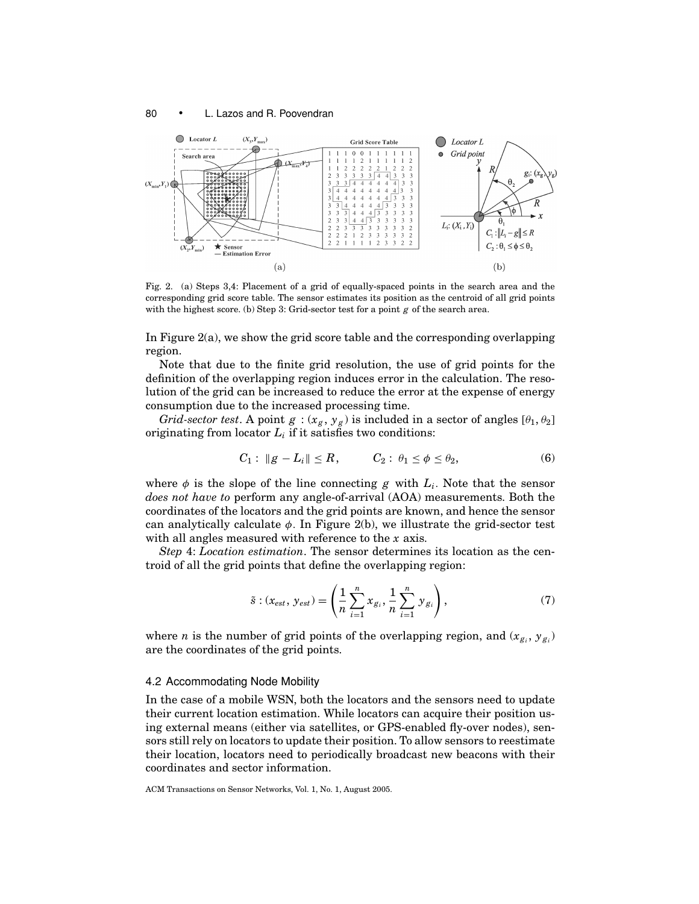Fig. 2. (a) Steps 3,4: Placement of a grid of equally-spaced points in the search area and the corresponding grid score table. The sensor estimates its position as the centroid of all grid points with the highest score. (b) Step 3: Grid-sector test for a point $g$ of the search area.

In Figure 2(a), we show the grid score table and the corresponding overlapping region.

Note that due to the finite grid resolution, the use of grid points for the definition of the overlapping region induces error in the calculation. The resolution of the grid can be increased to reduce the error at the expense of energy consumption due to the increased processing time.

*Grid-sector test*. A point $g : (x_g, y_g)$ is included in a sector of angles $[\theta_1, \theta_2]$ originating from locator $L_i$ if it satisfies two conditions:

$$C_1 : \|g - L_i\| \leq R, \qquad C_2 : \theta_1 \leq \phi \leq \theta_2, \tag{6}$$

where $\phi$ is the slope of the line connecting $g$ with $L_i$. Note that the sensor *does not have to* perform any angle-of-arrival (AOA) measurements. Both the coordinates of the locators and the grid points are known, and hence the sensor can analytically calculate $\phi$. In Figure 2(b), we illustrate the grid-sector test with all angles measured with reference to the $x$ axis.

*Step* 4: *Location estimation*. The sensor determines its location as the centroid of all the grid points that define the overlapping region:

$$\tilde{s} : (x_{est}, y_{est}) = \left( \frac{1}{n} \sum_{i=1}^{n} x_{g_i}, \frac{1}{n} \sum_{i=1}^{n} y_{g_i} \right), \tag{7}$$

where $n$ is the number of grid points of the overlapping region, and $(x_{g_i}, y_{g_i})$ are the coordinates of the grid points.

### 4.2 Accommodating Node Mobility

In the case of a mobile WSN, both the locators and the sensors need to update their current location estimation. While locators can acquire their position using external means (either via satellites, or GPS-enabled fly-over nodes), sensors still rely on locators to update their position. To allow sensors to reestimate their location, locators need to periodically broadcast new beacons with their coordinates and sector information.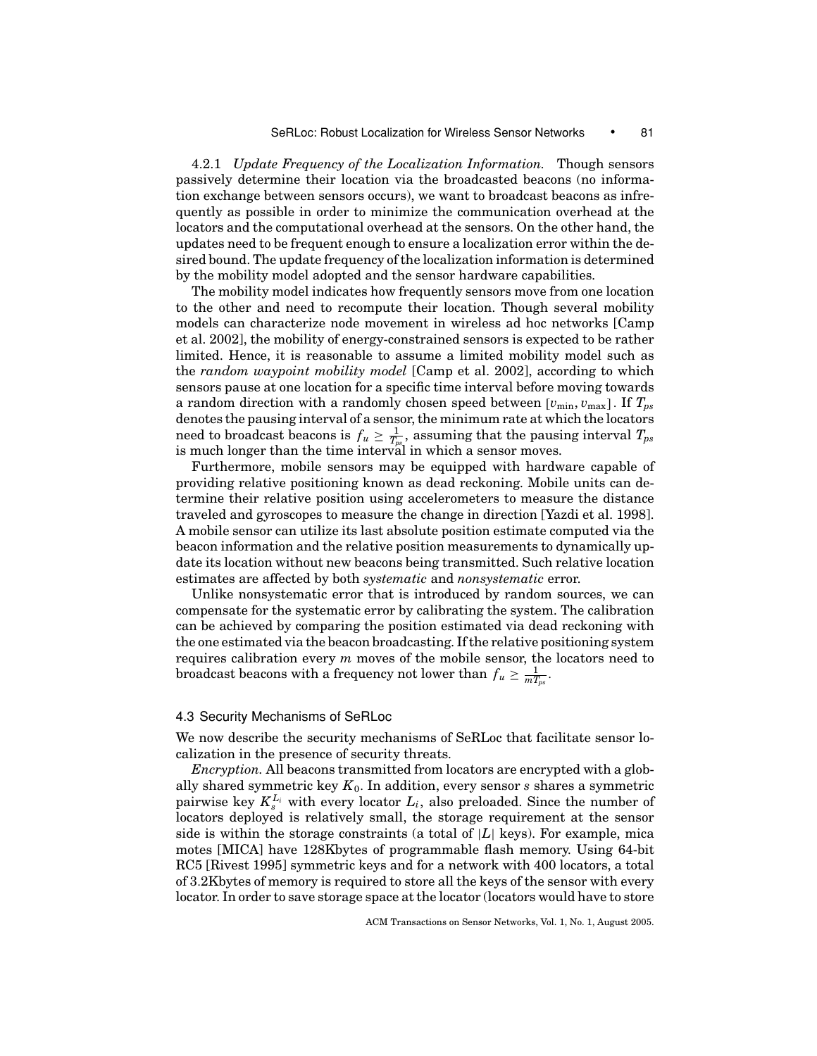4.2.1 *Update Frequency of the Localization Information.* Though sensors passively determine their location via the broadcasted beacons (no information exchange between sensors occurs), we want to broadcast beacons as infrequently as possible in order to minimize the communication overhead at the locators and the computational overhead at the sensors. On the other hand, the updates need to be frequent enough to ensure a localization error within the desired bound. The update frequency of the localization information is determined by the mobility model adopted and the sensor hardware capabilities.

The mobility model indicates how frequently sensors move from one location to the other and need to recompute their location. Though several mobility models can characterize node movement in wireless ad hoc networks [Camp et al. 2002], the mobility of energy-constrained sensors is expected to be rather limited. Hence, it is reasonable to assume a limited mobility model such as the *random waypoint mobility model* [Camp et al. 2002], according to which sensors pause at one location for a specific time interval before moving towards a random direction with a randomly chosen speed between $[v_{\min}, v_{\max}]$. If $T_{ps}$ denotes the pausing interval of a sensor, the minimum rate at which the locators need to broadcast beacons is $f_u \geq \frac{1}{T_{ps}}$, assuming that the pausing interval $T_{ps}$ is much longer than the time interval in which a sensor moves.

Furthermore, mobile sensors may be equipped with hardware capable of providing relative positioning known as dead reckoning. Mobile units can determine their relative position using accelerometers to measure the distance traveled and gyroscopes to measure the change in direction [Yazdi et al. 1998]. A mobile sensor can utilize its last absolute position estimate computed via the beacon information and the relative position measurements to dynamically update its location without new beacons being transmitted. Such relative location estimates are affected by both *systematic* and *nonsystematic* error.

Unlike nonsystematic error that is introduced by random sources, we can compensate for the systematic error by calibrating the system. The calibration can be achieved by comparing the position estimated via dead reckoning with the one estimated via the beacon broadcasting. If the relative positioning system requires calibration every $m$ moves of the mobile sensor, the locators need to broadcast beacons with a frequency not lower than $f_u \geq \frac{1}{mT_{ps}}$.

### 4.3 Security Mechanisms of SeRLoc

We now describe the security mechanisms of SeRLoc that facilitate sensor localization in the presence of security threats.

*Encryption.* All beacons transmitted from locators are encrypted with a globally shared symmetric key $K_0$. In addition, every sensor $s$ shares a symmetric pairwise key $K_s^{L_i}$ with every locator $L_i$, also preloaded. Since the number of locators deployed is relatively small, the storage requirement at the sensor side is within the storage constraints (a total of $|L|$ keys). For example, mica motes [MICA] have 128Kbytes of programmable flash memory. Using 64-bit RC5 [Rivest 1995] symmetric keys and for a network with 400 locators, a total of 3.2Kbytes of memory is required to store all the keys of the sensor with every locator. In order to save storage space at the locator (locators would have to store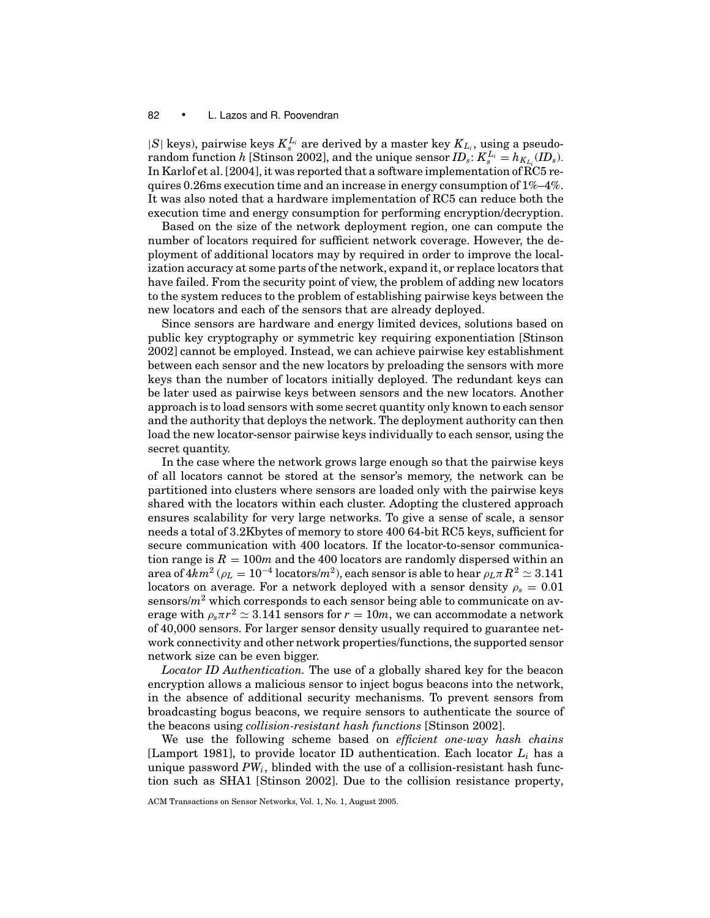$|S|$ keys), pairwise keys $K_s^{L_i}$ are derived by a master key $K_{L_i}$, using a pseudo-random function $h$ [Stinson 2002], and the unique sensor $ID_s$: $K_s^{L_i} = h_{K_{L_i}}(ID_s)$. In Karlof et al. [2004], it was reported that a software implementation of RC5 requires 0.26ms execution time and an increase in energy consumption of 1%–4%. It was also noted that a hardware implementation of RC5 can reduce both the execution time and energy consumption for performing encryption/decryption.

Based on the size of the network deployment region, one can compute the number of locators required for sufficient network coverage. However, the deployment of additional locators may by required in order to improve the localization accuracy at some parts of the network, expand it, or replace locators that have failed. From the security point of view, the problem of adding new locators to the system reduces to the problem of establishing pairwise keys between the new locators and each of the sensors that are already deployed.

Since sensors are hardware and energy limited devices, solutions based on public key cryptography or symmetric key requiring exponentiation [Stinson 2002] cannot be employed. Instead, we can achieve pairwise key establishment between each sensor and the new locators by preloading the sensors with more keys than the number of locators initially deployed. The redundant keys can be later used as pairwise keys between sensors and the new locators. Another approach is to load sensors with some secret quantity only known to each sensor and the authority that deploys the network. The deployment authority can then load the new locator-sensor pairwise keys individually to each sensor, using the secret quantity.

In the case where the network grows large enough so that the pairwise keys of all locators cannot be stored at the sensor's memory, the network can be partitioned into clusters where sensors are loaded only with the pairwise keys shared with the locators within each cluster. Adopting the clustered approach ensures scalability for very large networks. To give a sense of scale, a sensor needs a total of 3.2Kbytes of memory to store 400 64-bit RC5 keys, sufficient for secure communication with 400 locators. If the locator-to-sensor communication range is $R = 100m$ and the 400 locators are randomly dispersed within an area of $4km^2$ ($\rho_L = 10^{-4}$ locators/$m^2$), each sensor is able to hear $\rho_L \pi R^2 \simeq 3.141$ locators on average. For a network deployed with a sensor density $\rho_s = 0.01$ sensors/$m^2$ which corresponds to each sensor being able to communicate on average with $\rho_s \pi r^2 \simeq 3.141$ sensors for $r = 10m$, we can accommodate a network of 40,000 sensors. For larger sensor density usually required to guarantee network connectivity and other network properties/functions, the supported sensor network size can be even bigger.

*Locator ID Authentication.* The use of a globally shared key for the beacon encryption allows a malicious sensor to inject bogus beacons into the network, in the absence of additional security mechanisms. To prevent sensors from broadcasting bogus beacons, we require sensors to authenticate the source of the beacons using *collision-resistant hash functions* [Stinson 2002].

We use the following scheme based on *efficient one-way hash chains* [Lamport 1981], to provide locator ID authentication. Each locator $L_i$ has a unique password $PW_i$, blinded with the use of a collision-resistant hash function such as SHA1 [Stinson 2002]. Due to the collision resistance property,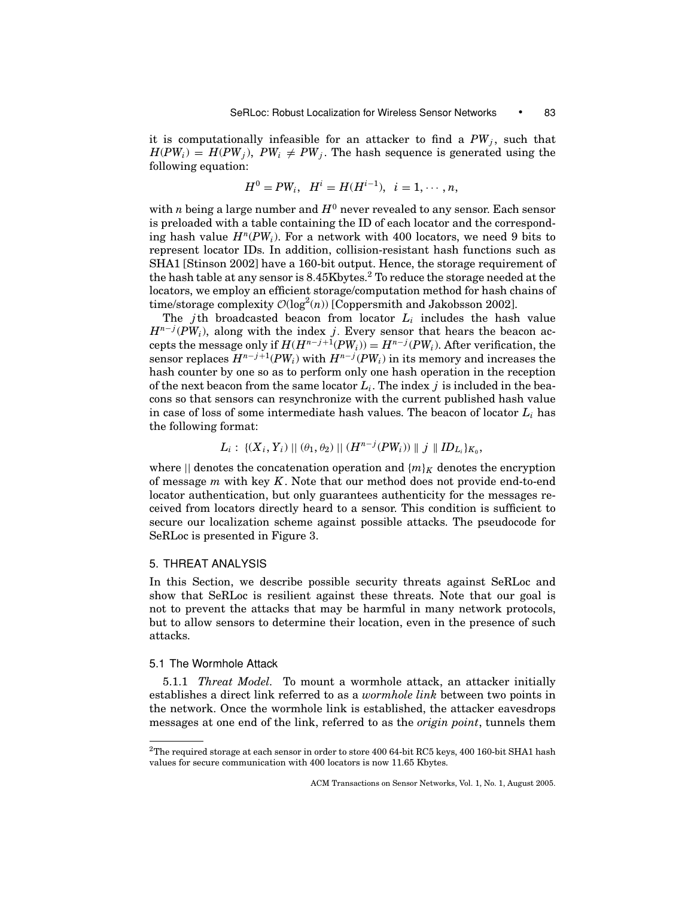it is computationally infeasible for an attacker to find a $PW_j$, such that $H(PW_i) = H(PW_j)$, $PW_i \neq PW_j$. The hash sequence is generated using the following equation:

$$H^0 = PW_i, \quad H^i = H(H^{i-1}), \quad i = 1, \cdots, n,$$

with $n$ being a large number and $H^0$ never revealed to any sensor. Each sensor is preloaded with a table containing the ID of each locator and the corresponding hash value $H^n(PW_i)$. For a network with 400 locators, we need 9 bits to represent locator IDs. In addition, collision-resistant hash functions such as SHA1 [Stinson 2002] have a 160-bit output. Hence, the storage requirement of the hash table at any sensor is 8.45Kbytes.[2] To reduce the storage needed at the locators, we employ an efficient storage/computation method for hash chains of time/storage complexity $\mathcal{O}(\log^2(n))$ [Coppersmith and Jakobsson 2002].

The $j$th broadcasted beacon from locator $L_i$ includes the hash value $H^{n-j}(PW_i)$, along with the index $j$. Every sensor that hears the beacon accepts the message only if $H(H^{n-j+1}(PW_i)) = H^{n-j}(PW_i)$. After verification, the sensor replaces $H^{n-j+1}(PW_i)$ with $H^{n-j}(PW_i)$ in its memory and increases the hash counter by one so as to perform only one hash operation in the reception of the next beacon from the same locator $L_i$. The index $j$ is included in the beacons so that sensors can resynchronize with the current published hash value in case of loss of some intermediate hash values. The beacon of locator $L_i$ has the following format:

$$L_i : \{(X_i, Y_i) \,||\, (\theta_1, \theta_2) \,||\, (H^{n-j}(PW_i)) \,\|\, j \,\|\, ID_{L_i}\}_{K_0},$$

where $||$ denotes the concatenation operation and $\{m\}_K$ denotes the encryption of message $m$ with key $K$. Note that our method does not provide end-to-end locator authentication, but only guarantees authenticity for the messages received from locators directly heard to a sensor. This condition is sufficient to secure our localization scheme against possible attacks. The pseudocode for SeRLoc is presented in Figure 3.

## 5. THREAT ANALYSIS

In this Section, we describe possible security threats against SeRLoc and show that SeRLoc is resilient against these threats. Note that our goal is not to prevent the attacks that may be harmful in many network protocols, but to allow sensors to determine their location, even in the presence of such attacks.

### 5.1 The Wormhole Attack

5.1.1 *Threat Model.* To mount a wormhole attack, an attacker initially establishes a direct link referred to as a *wormhole link* between two points in the network. Once the wormhole link is established, the attacker eavesdrops messages at one end of the link, referred to as the *origin point*, tunnels them

---

[2] The required storage at each sensor in order to store 400 64-bit RC5 keys, 400 160-bit SHA1 hash values for secure communication with 400 locators is now 11.65 Kbytes.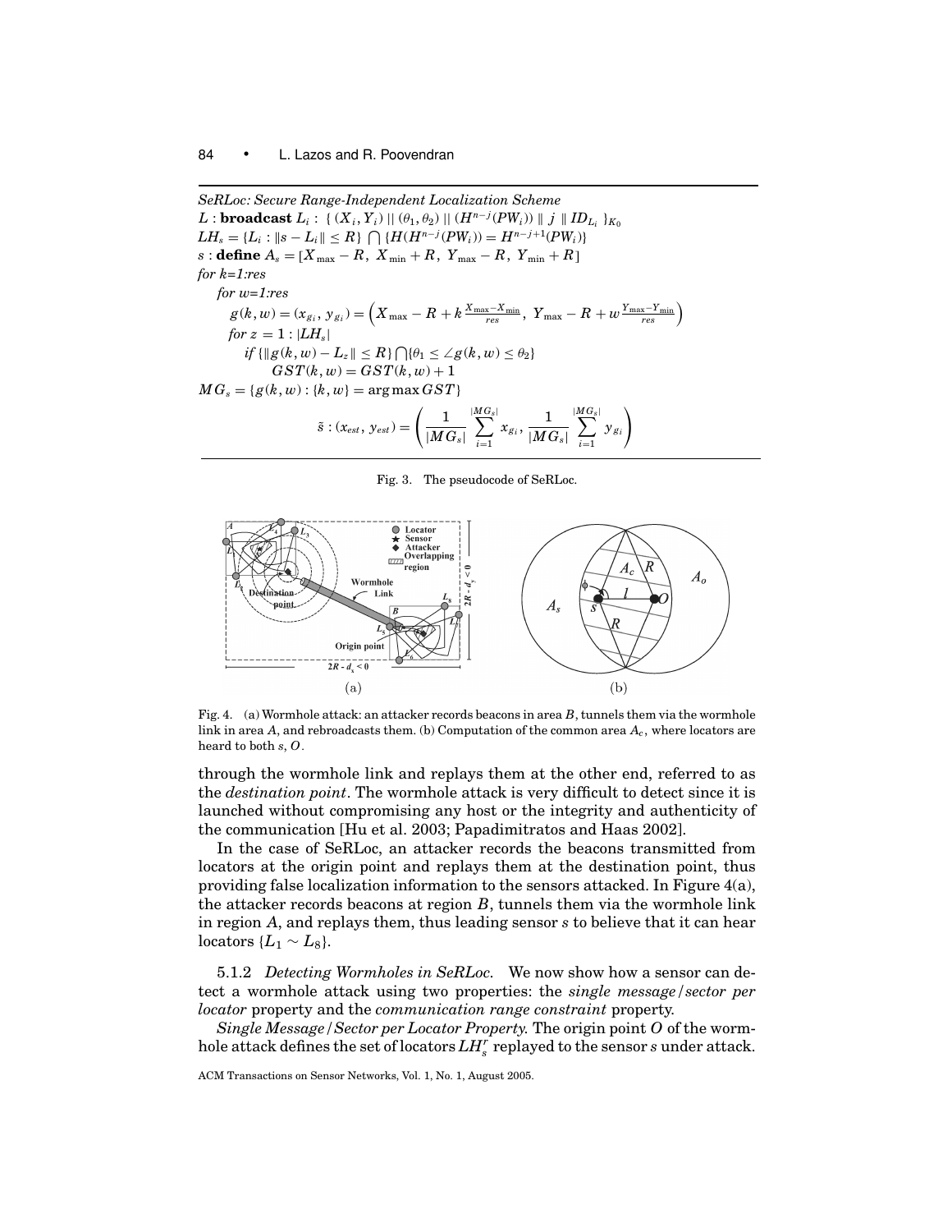*SeRLoc: Secure Range-Independent Localization Scheme*

$L$ : **broadcast** $L_i$ : $\{ (X_i, Y_i) \,||\, (\theta_1, \theta_2) \,||\, (H^{n-j}(PW_i)) \,\|\, j \,\|\, ID_{L_i} \}_{K_0}$

$LH_s = \{L_i : \|s - L_i\| \leq R\} \bigcap \{H(H^{n-j}(PW_i)) = H^{n-j+1}(PW_i)\}$

$s$ : **define** $A_s = [X_{\max} - R,\ X_{\min} + R,\ Y_{\max} - R,\ Y_{\min} + R]$

*for k=1:res*

  *for w=1:res*

  $g(k,w) = (x_{g_i}, y_{g_i}) = \left(X_{\max} - R + k\frac{X_{\max}-X_{\min}}{res},\ Y_{\max} - R + w\frac{Y_{\max}-Y_{\min}}{res}\right)$

  *for* $z = 1 : |LH_s|$

   *if* $\{\|g(k,w) - L_z\| \leq R\} \bigcap \{\theta_1 \leq \angle g(k,w) \leq \theta_2\}$

    $GST(k,w) = GST(k,w) + 1$

$MG_s = \{g(k,w) : \{k,w\} = \arg\max GST\}$

$$\tilde{s} : (x_{est},\ y_{est}) = \left( \frac{1}{|MG_s|} \sum_{i=1}^{|MG_s|} x_{g_i},\ \frac{1}{|MG_s|} \sum_{i=1}^{|MG_s|} y_{g_i} \right)$$

Fig. 3. The pseudocode of SeRLoc.

Fig. 4. (a) Wormhole attack: an attacker records beacons in area $B$, tunnels them via the wormhole link in area $A$, and rebroadcasts them. (b) Computation of the common area $A_c$, where locators are heard to both $s$, $O$.

through the wormhole link and replays them at the other end, referred to as the *destination point*. The wormhole attack is very difficult to detect since it is launched without compromising any host or the integrity and authenticity of the communication [Hu et al. 2003; Papadimitratos and Haas 2002].

In the case of SeRLoc, an attacker records the beacons transmitted from locators at the origin point and replays them at the destination point, thus providing false localization information to the sensors attacked. In Figure 4(a), the attacker records beacons at region $B$, tunnels them via the wormhole link in region $A$, and replays them, thus leading sensor $s$ to believe that it can hear locators $\{L_1 \sim L_8\}$.

5.1.2 *Detecting Wormholes in SeRLoc.* We now show how a sensor can detect a wormhole attack using two properties: the *single message/sector per locator* property and the *communication range constraint* property.

*Single Message/Sector per Locator Property.* The origin point $O$ of the wormhole attack defines the set of locators $LH_s^r$ replayed to the sensor $s$ under attack.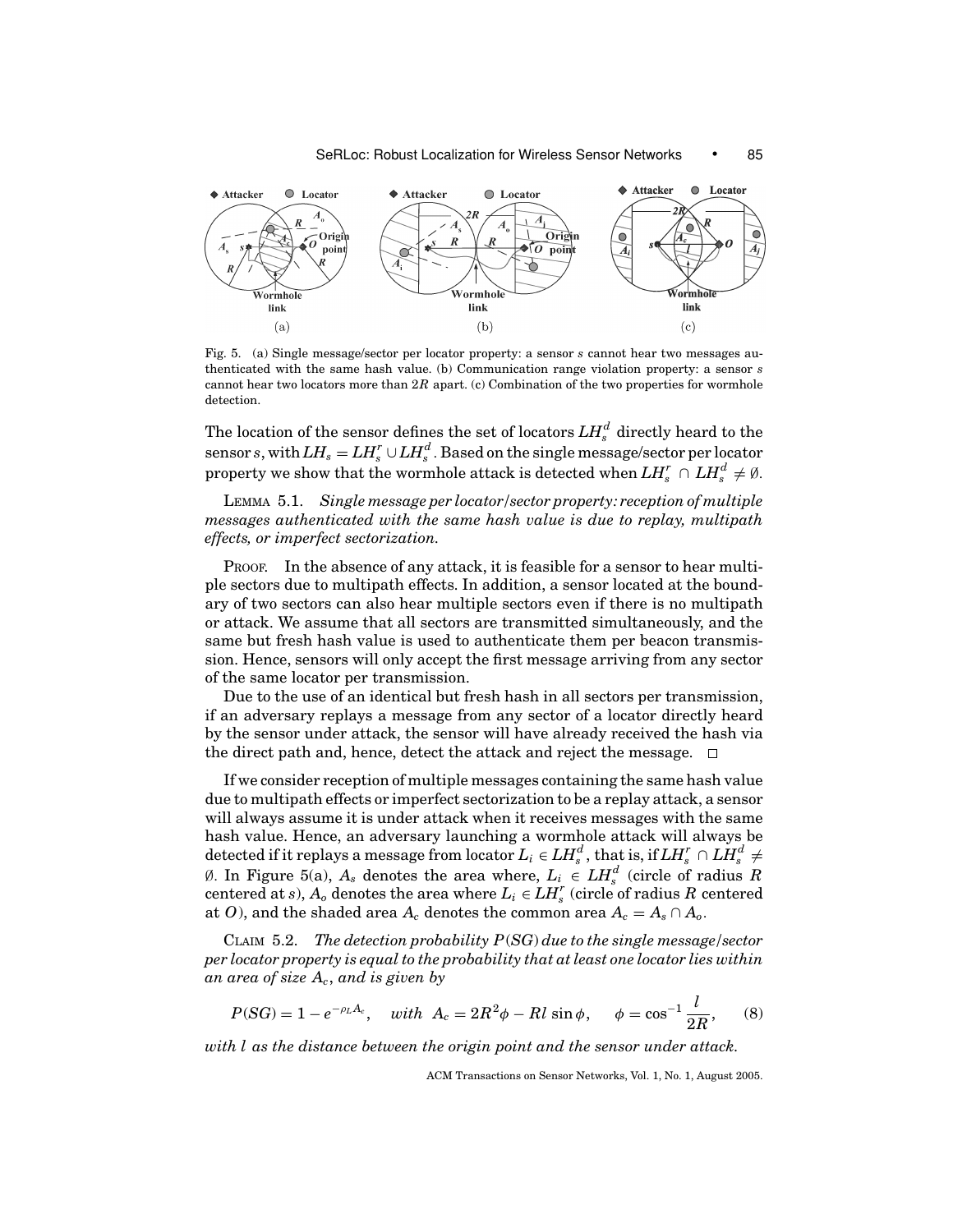Fig. 5. (a) Single message/sector per locator property: a sensor $s$ cannot hear two messages authenticated with the same hash value. (b) Communication range violation property: a sensor $s$ cannot hear two locators more than $2R$ apart. (c) Combination of the two properties for wormhole detection.

The location of the sensor defines the set of locators $LH_s^d$ directly heard to the sensor $s$, with $LH_s = LH_s^r \cup LH_s^d$. Based on the single message/sector per locator property we show that the wormhole attack is detected when $LH_s^r \cap LH_s^d \neq \emptyset$.

LEMMA 5.1. *Single message per locator/sector property: reception of multiple messages authenticated with the same hash value is due to replay, multipath effects, or imperfect sectorization.*

PROOF. In the absence of any attack, it is feasible for a sensor to hear multiple sectors due to multipath effects. In addition, a sensor located at the boundary of two sectors can also hear multiple sectors even if there is no multipath or attack. We assume that all sectors are transmitted simultaneously, and the same but fresh hash value is used to authenticate them per beacon transmission. Hence, sensors will only accept the first message arriving from any sector of the same locator per transmission.

Due to the use of an identical but fresh hash in all sectors per transmission, if an adversary replays a message from any sector of a locator directly heard by the sensor under attack, the sensor will have already received the hash via the direct path and, hence, detect the attack and reject the message. □

If we consider reception of multiple messages containing the same hash value due to multipath effects or imperfect sectorization to be a replay attack, a sensor will always assume it is under attack when it receives messages with the same hash value. Hence, an adversary launching a wormhole attack will always be detected if it replays a message from locator $L_i \in LH_s^d$, that is, if $LH_s^r \cap LH_s^d \neq \emptyset$. In Figure 5(a), $A_s$ denotes the area where, $L_i \in LH_s^d$ (circle of radius $R$ centered at $s$), $A_o$ denotes the area where $L_i \in LH_s^r$ (circle of radius $R$ centered at $O$), and the shaded area $A_c$ denotes the common area $A_c = A_s \cap A_o$.

CLAIM 5.2. *The detection probability $P(SG)$ due to the single message/sector per locator property is equal to the probability that at least one locator lies within an area of size $A_c$, and is given by*

$$P(SG) = 1 - e^{-\rho_L A_c}, \quad with \;\; A_c = 2R^2\phi - Rl\sin\phi, \quad \phi = \cos^{-1}\frac{l}{2R}, \tag{8}$$

*with $l$ as the distance between the origin point and the sensor under attack.*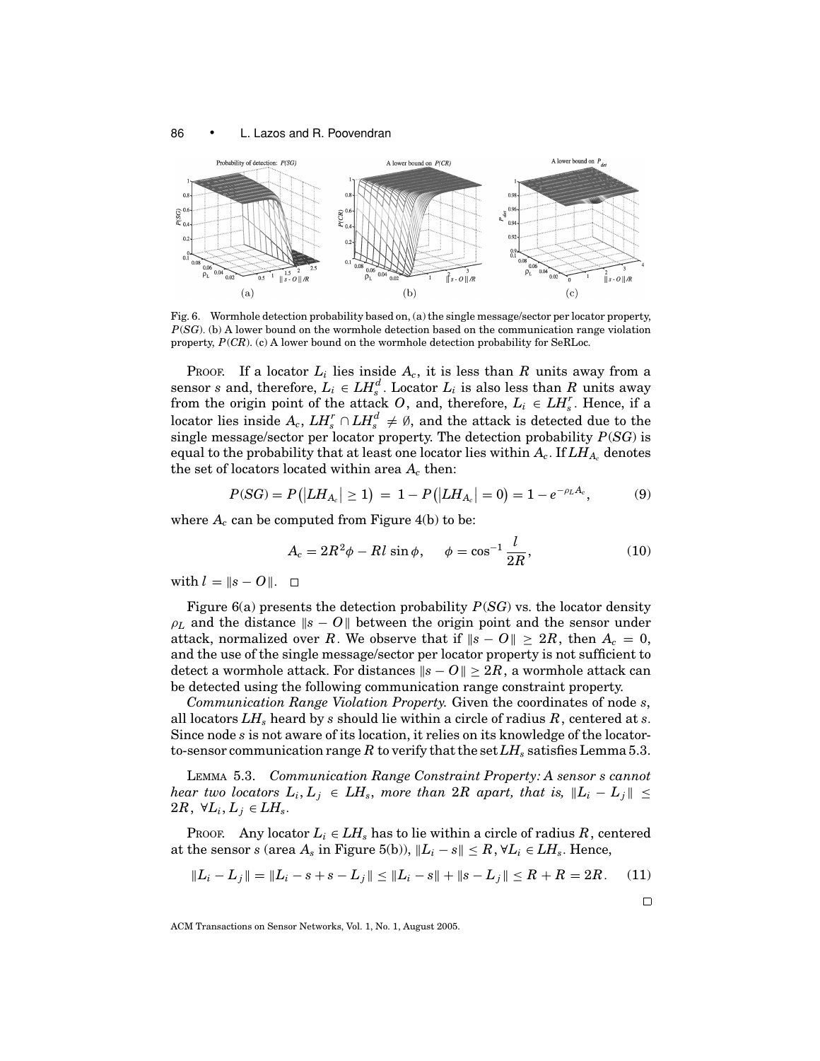Fig. 6. Wormhole detection probability based on, (a) the single message/sector per locator property, $P(SG)$. (b) A lower bound on the wormhole detection based on the communication range violation property, $P(CR)$. (c) A lower bound on the wormhole detection probability for SeRLoc.

PROOF. If a locator $L_i$ lies inside $A_c$, it is less than $R$ units away from a sensor $s$ and, therefore, $L_i \in LH_s^d$. Locator $L_i$ is also less than $R$ units away from the origin point of the attack $O$, and, therefore, $L_i \in LH_s^r$. Hence, if a locator lies inside $A_c$, $LH_s^r \cap LH_s^d \neq \emptyset$, and the attack is detected due to the single message/sector per locator property. The detection probability $P(SG)$ is equal to the probability that at least one locator lies within $A_c$. If $LH_{A_c}$ denotes the set of locators located within area $A_c$ then:

$$P(SG) = P\left(\left|LH_{A_c}\right| \geq 1\right) = 1 - P\left(\left|LH_{A_c}\right| = 0\right) = 1 - e^{-\rho_L A_c}, \tag{9}$$

where $A_c$ can be computed from Figure 4(b) to be:

$$A_c = 2R^2\phi - Rl\sin\phi, \quad \phi = \cos^{-1}\frac{l}{2R}, \tag{10}$$

with $l = \|s - O\|$. □

Figure 6(a) presents the detection probability $P(SG)$ vs. the locator density $\rho_L$ and the distance $\|s - O\|$ between the origin point and the sensor under attack, normalized over $R$. We observe that if $\|s - O\| \geq 2R$, then $A_c = 0$, and the use of the single message/sector per locator property is not sufficient to detect a wormhole attack. For distances $\|s - O\| \geq 2R$, a wormhole attack can be detected using the following communication range constraint property.

*Communication Range Violation Property.* Given the coordinates of node $s$, all locators $LH_s$ heard by $s$ should lie within a circle of radius $R$, centered at $s$. Since node $s$ is not aware of its location, it relies on its knowledge of the locator-to-sensor communication range $R$ to verify that the set $LH_s$ satisfies Lemma 5.3.

LEMMA 5.3. *Communication Range Constraint Property: A sensor $s$ cannot hear two locators $L_i, L_j \in LH_s$, more than $2R$ apart, that is, $\|L_i - L_j\| \leq 2R$, $\forall L_i, L_j \in LH_s$.*

PROOF. Any locator $L_i \in LH_s$ has to lie within a circle of radius $R$, centered at the sensor $s$ (area $A_s$ in Figure 5(b)), $\|L_i - s\| \leq R, \forall L_i \in LH_s$. Hence,

$$\|L_i - L_j\| = \|L_i - s + s - L_j\| \leq \|L_i - s\| + \|s - L_j\| \leq R + R = 2R. \tag{11}$$

□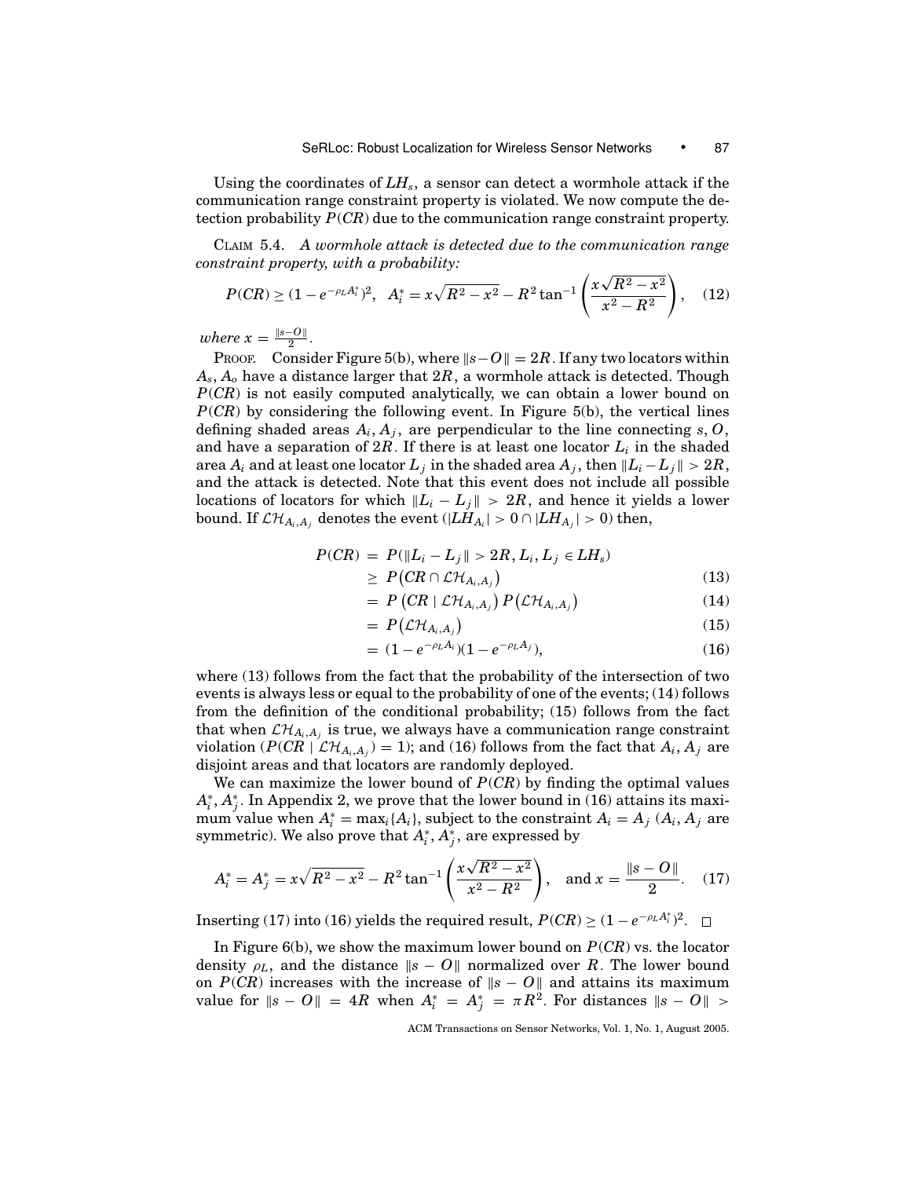Using the coordinates of $LH_s$, a sensor can detect a wormhole attack if the communication range constraint property is violated. We now compute the detection probability $P(CR)$ due to the communication range constraint property.

CLAIM 5.4. *A wormhole attack is detected due to the communication range constraint property, with a probability:*

$$P(CR) \geq (1 - e^{-\rho_L A_i^*})^2, \quad A_i^* = x\sqrt{R^2 - x^2} - R^2 \tan^{-1}\left(\frac{x\sqrt{R^2 - x^2}}{x^2 - R^2}\right), \quad (12)$$

*where* $x = \frac{\|s-O\|}{2}$.

PROOF. Consider Figure 5(b), where $\|s - O\| = 2R$. If any two locators within $A_s, A_o$ have a distance larger that $2R$, a wormhole attack is detected. Though $P(CR)$ is not easily computed analytically, we can obtain a lower bound on $P(CR)$ by considering the following event. In Figure 5(b), the vertical lines defining shaded areas $A_i, A_j$, are perpendicular to the line connecting $s, O$, and have a separation of $2R$. If there is at least one locator $L_i$ in the shaded area $A_i$ and at least one locator $L_j$ in the shaded area $A_j$, then $\|L_i - L_j\| > 2R$, and the attack is detected. Note that this event does not include all possible locations of locators for which $\|L_i - L_j\| > 2R$, and hence it yields a lower bound. If $\mathcal{LH}_{A_i,A_j}$ denotes the event $(|LH_{A_i}| > 0 \cap |LH_{A_j}| > 0)$ then,

$$\begin{aligned}
P(CR) &= P(\|L_i - L_j\| > 2R, L_i, L_j \in LH_s) \\
&\geq P\big(CR \cap \mathcal{LH}_{A_i,A_j}\big) && (13) \\
&= P\left(CR \mid \mathcal{LH}_{A_i,A_j}\right) P\left(\mathcal{LH}_{A_i,A_j}\right) && (14) \\
&= P\big(\mathcal{LH}_{A_i,A_j}\big) && (15) \\
&= (1 - e^{-\rho_L A_i})(1 - e^{-\rho_L A_j}), && (16)
\end{aligned}$$

where (13) follows from the fact that the probability of the intersection of two events is always less or equal to the probability of one of the events; (14) follows from the definition of the conditional probability; (15) follows from the fact that when $\mathcal{LH}_{A_i,A_j}$ is true, we always have a communication range constraint violation ($P(CR \mid \mathcal{LH}_{A_i,A_j}) = 1$); and (16) follows from the fact that $A_i, A_j$ are disjoint areas and that locators are randomly deployed.

We can maximize the lower bound of $P(CR)$ by finding the optimal values $A_i^*, A_j^*$. In Appendix 2, we prove that the lower bound in (16) attains its maximum value when $A_i^* = \max_i\{A_i\}$, subject to the constraint $A_i = A_j$ ($A_i, A_j$ are symmetric). We also prove that $A_i^*, A_j^*$, are expressed by

$$A_i^* = A_j^* = x\sqrt{R^2 - x^2} - R^2 \tan^{-1}\left(\frac{x\sqrt{R^2 - x^2}}{x^2 - R^2}\right), \quad \text{and } x = \frac{\|s - O\|}{2}. \quad (17)$$

Inserting (17) into (16) yields the required result, $P(CR) \geq (1 - e^{-\rho_L A_i^*})^2$. □

In Figure 6(b), we show the maximum lower bound on $P(CR)$ vs. the locator density $\rho_L$, and the distance $\|s - O\|$ normalized over $R$. The lower bound on $P(CR)$ increases with the increase of $\|s - O\|$ and attains its maximum value for $\|s - O\| = 4R$ when $A_i^* = A_j^* = \pi R^2$. For distances $\|s - O\| >$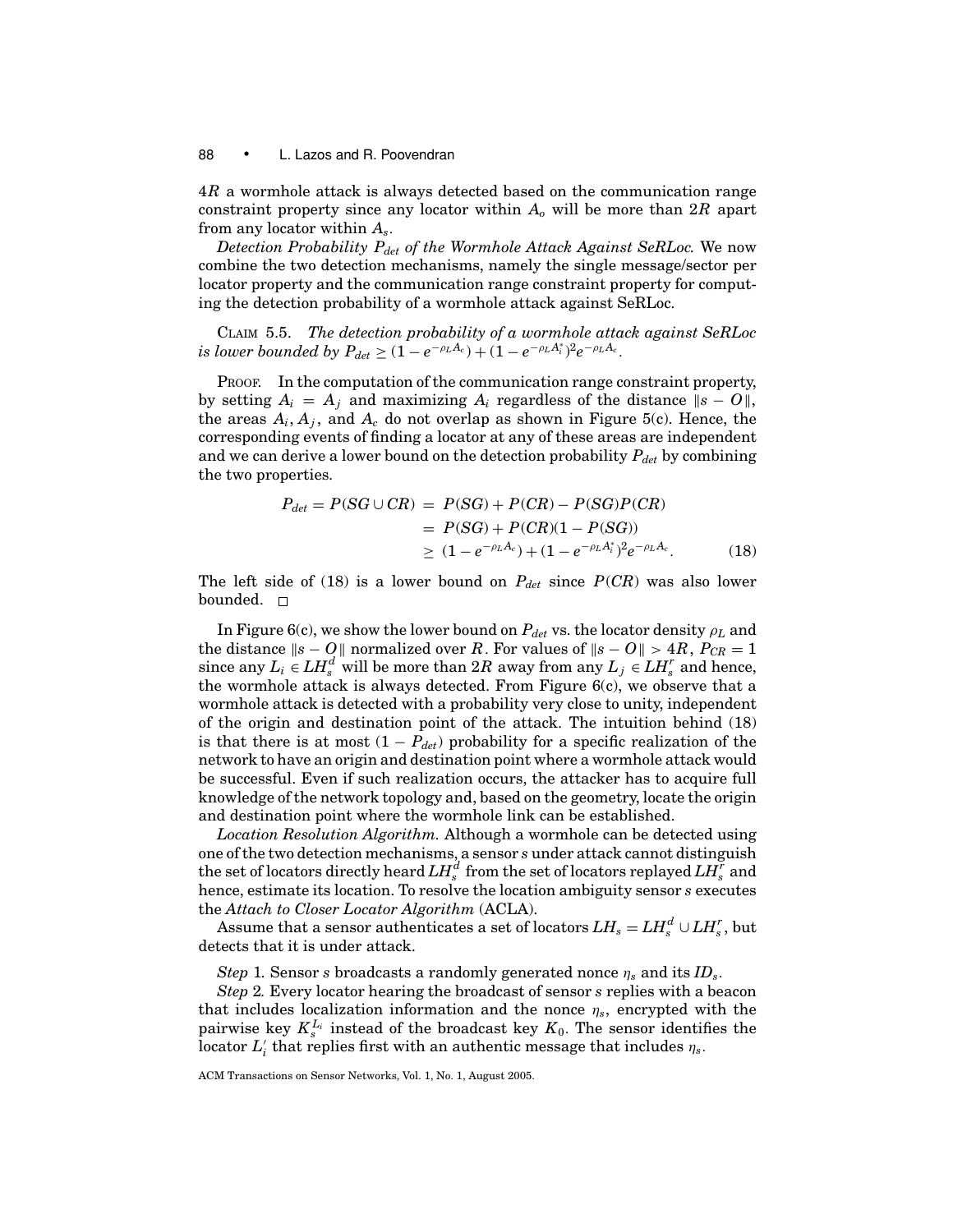$4R$ a wormhole attack is always detected based on the communication range constraint property since any locator within $A_o$ will be more than $2R$ apart from any locator within $A_s$.

*Detection Probability $P_{det}$ of the Wormhole Attack Against SeRLoc.* We now combine the two detection mechanisms, namely the single message/sector per locator property and the communication range constraint property for computing the detection probability of a wormhole attack against SeRLoc.

CLAIM 5.5. *The detection probability of a wormhole attack against SeRLoc is lower bounded by $P_{det} \geq (1 - e^{-\rho_L A_c}) + (1 - e^{-\rho_L A_i^*})^2 e^{-\rho_L A_c}$.*

PROOF. In the computation of the communication range constraint property, by setting $A_i = A_j$ and maximizing $A_i$ regardless of the distance $\|s - O\|$, the areas $A_i, A_j$, and $A_c$ do not overlap as shown in Figure 5(c). Hence, the corresponding events of finding a locator at any of these areas are independent and we can derive a lower bound on the detection probability $P_{det}$ by combining the two properties.

$$
\begin{aligned}
P_{det} = P(SG \cup CR) &= P(SG) + P(CR) - P(SG)P(CR) \\
&= P(SG) + P(CR)(1 - P(SG)) \\
&\geq (1 - e^{-\rho_L A_c}) + (1 - e^{-\rho_L A_i^*})^2 e^{-\rho_L A_c}. \qquad (18)
\end{aligned}
$$

The left side of (18) is a lower bound on $P_{det}$ since $P(CR)$ was also lower bounded. □

In Figure 6(c), we show the lower bound on $P_{det}$ vs. the locator density $\rho_L$ and the distance $\|s - O\|$ normalized over $R$. For values of $\|s - O\| > 4R$, $P_{CR} = 1$ since any $L_i \in LH_s^d$ will be more than $2R$ away from any $L_j \in LH_s^r$ and hence, the wormhole attack is always detected. From Figure 6(c), we observe that a wormhole attack is detected with a probability very close to unity, independent of the origin and destination point of the attack. The intuition behind (18) is that there is at most $(1 - P_{det})$ probability for a specific realization of the network to have an origin and destination point where a wormhole attack would be successful. Even if such realization occurs, the attacker has to acquire full knowledge of the network topology and, based on the geometry, locate the origin and destination point where the wormhole link can be established.

*Location Resolution Algorithm.* Although a wormhole can be detected using one of the two detection mechanisms, a sensor $s$ under attack cannot distinguish the set of locators directly heard $LH_s^d$ from the set of locators replayed $LH_s^r$ and hence, estimate its location. To resolve the location ambiguity sensor $s$ executes the *Attach to Closer Locator Algorithm* (ACLA).

Assume that a sensor authenticates a set of locators $LH_s = LH_s^d \cup LH_s^r$, but detects that it is under attack.

*Step 1.* Sensor $s$ broadcasts a randomly generated nonce $\eta_s$ and its $ID_s$.

*Step 2.* Every locator hearing the broadcast of sensor $s$ replies with a beacon that includes localization information and the nonce $\eta_s$, encrypted with the pairwise key $K_s^{L_i}$ instead of the broadcast key $K_0$. The sensor identifies the locator $L_i'$ that replies first with an authentic message that includes $\eta_s$.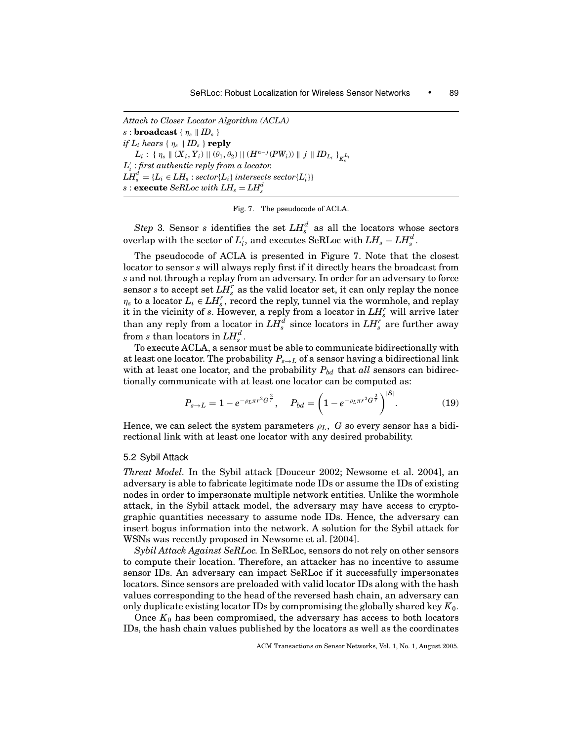*Attach to Closer Locator Algorithm (ACLA)*
$s$ : **broadcast** $\{ \eta_s \parallel ID_s \}$
*if* $L_i$ *hears* $\{ \eta_s \parallel ID_s \}$ **reply**
  $L_i$ : $\{ \eta_s \parallel (X_i, Y_i) \parallel (\theta_1, \theta_2) \parallel (H^{n-j}(PW_i)) \parallel j \parallel ID_{L_i} \}_{K_s^{L_i}}$
$L_i'$ : *first authentic reply from a locator.*
$LH_s^d = \{L_i \in LH_s : sector\{L_i\} \text{ intersects } sector\{L_i'\}\}$
$s$ : **execute** *SeRLoc with* $LH_s = LH_s^d$

Fig. 7. The pseudocode of ACLA.

*Step* 3. Sensor $s$ identifies the set $LH_s^d$ as all the locators whose sectors overlap with the sector of $L_i'$, and executes SeRLoc with $LH_s = LH_s^d$.

The pseudocode of ACLA is presented in Figure 7. Note that the closest locator to sensor $s$ will always reply first if it directly hears the broadcast from $s$ and not through a replay from an adversary. In order for an adversary to force sensor $s$ to accept set $LH_s^r$ as the valid locator set, it can only replay the nonce $\eta_s$ to a locator $L_i \in LH_s^r$, record the reply, tunnel via the wormhole, and replay it in the vicinity of $s$. However, a reply from a locator in $LH_s^r$ will arrive later than any reply from a locator in $LH_s^d$ since locators in $LH_s^r$ are further away from $s$ than locators in $LH_s^d$.

To execute ACLA, a sensor must be able to communicate bidirectionally with at least one locator. The probability $P_{s \to L}$ of a sensor having a bidirectional link with at least one locator, and the probability $P_{bd}$ that *all* sensors can bidirectionally communicate with at least one locator can be computed as:

$$P_{s \to L} = 1 - e^{-\rho_L \pi r^2 G^{\frac{2}{\gamma}}}, \quad P_{bd} = \left(1 - e^{-\rho_L \pi r^2 G^{\frac{2}{\gamma}}}\right)^{|S|}. \tag{19}$$

Hence, we can select the system parameters $\rho_L$, $G$ so every sensor has a bidirectional link with at least one locator with any desired probability.

### 5.2 Sybil Attack

*Threat Model*. In the Sybil attack [Douceur 2002; Newsome et al. 2004], an adversary is able to fabricate legitimate node IDs or assume the IDs of existing nodes in order to impersonate multiple network entities. Unlike the wormhole attack, in the Sybil attack model, the adversary may have access to cryptographic quantities necessary to assume node IDs. Hence, the adversary can insert bogus information into the network. A solution for the Sybil attack for WSNs was recently proposed in Newsome et al. [2004].

*Sybil Attack Against SeRLoc.* In SeRLoc, sensors do not rely on other sensors to compute their location. Therefore, an attacker has no incentive to assume sensor IDs. An adversary can impact SeRLoc if it successfully impersonates locators. Since sensors are preloaded with valid locator IDs along with the hash values corresponding to the head of the reversed hash chain, an adversary can only duplicate existing locator IDs by compromising the globally shared key $K_0$.

Once $K_0$ has been compromised, the adversary has access to both locators IDs, the hash chain values published by the locators as well as the coordinates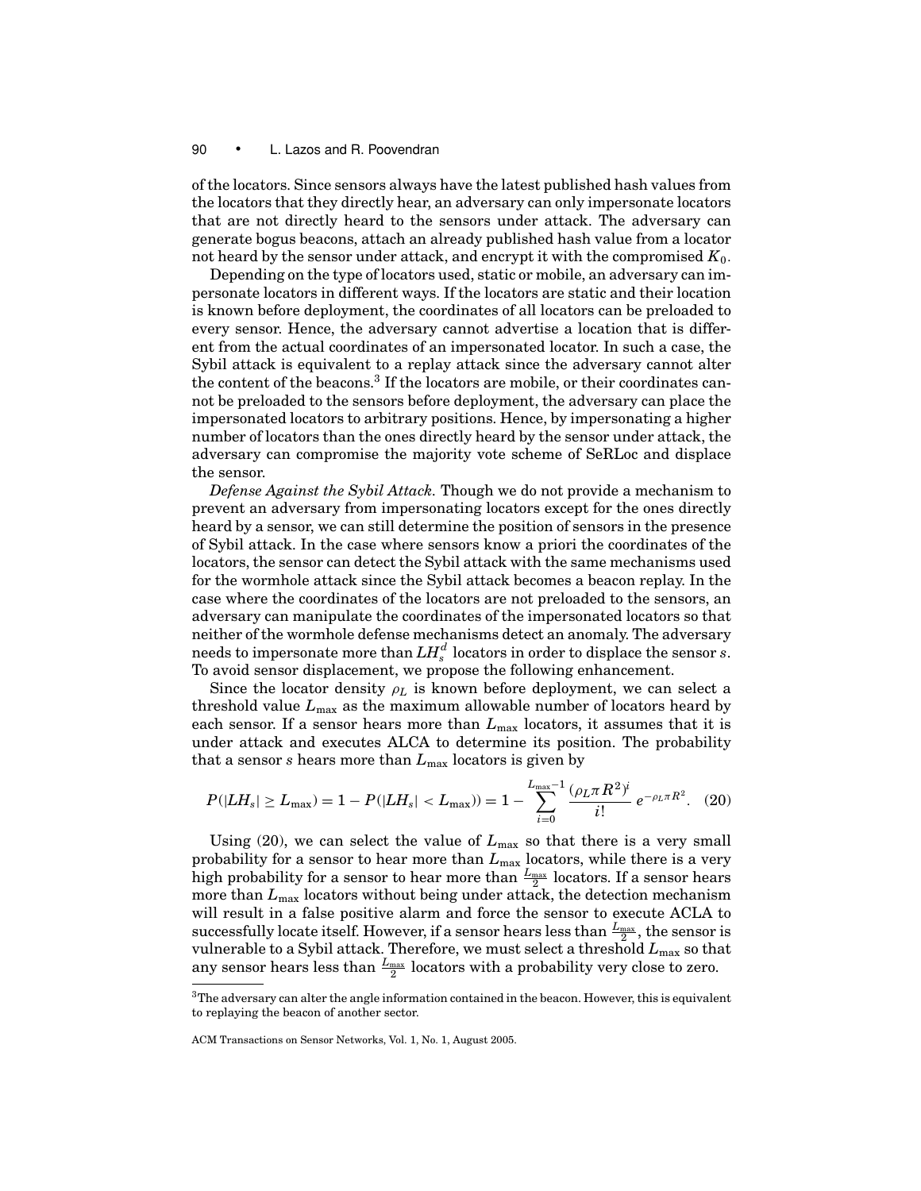of the locators. Since sensors always have the latest published hash values from the locators that they directly hear, an adversary can only impersonate locators that are not directly heard to the sensors under attack. The adversary can generate bogus beacons, attach an already published hash value from a locator not heard by the sensor under attack, and encrypt it with the compromised $K_0$.

Depending on the type of locators used, static or mobile, an adversary can impersonate locators in different ways. If the locators are static and their location is known before deployment, the coordinates of all locators can be preloaded to every sensor. Hence, the adversary cannot advertise a location that is different from the actual coordinates of an impersonated locator. In such a case, the Sybil attack is equivalent to a replay attack since the adversary cannot alter the content of the beacons.[3] If the locators are mobile, or their coordinates cannot be preloaded to the sensors before deployment, the adversary can place the impersonated locators to arbitrary positions. Hence, by impersonating a higher number of locators than the ones directly heard by the sensor under attack, the adversary can compromise the majority vote scheme of SeRLoc and displace the sensor.

*Defense Against the Sybil Attack.* Though we do not provide a mechanism to prevent an adversary from impersonating locators except for the ones directly heard by a sensor, we can still determine the position of sensors in the presence of Sybil attack. In the case where sensors know a priori the coordinates of the locators, the sensor can detect the Sybil attack with the same mechanisms used for the wormhole attack since the Sybil attack becomes a beacon replay. In the case where the coordinates of the locators are not preloaded to the sensors, an adversary can manipulate the coordinates of the impersonated locators so that neither of the wormhole defense mechanisms detect an anomaly. The adversary needs to impersonate more than $LH_s^d$ locators in order to displace the sensor $s$. To avoid sensor displacement, we propose the following enhancement.

Since the locator density $\rho_L$ is known before deployment, we can select a threshold value $L_{\max}$ as the maximum allowable number of locators heard by each sensor. If a sensor hears more than $L_{\max}$ locators, it assumes that it is under attack and executes ALCA to determine its position. The probability that a sensor $s$ hears more than $L_{\max}$ locators is given by

$$P(|LH_s| \geq L_{\max}) = 1 - P(|LH_s| < L_{\max})) = 1 - \sum_{i=0}^{L_{\max}-1} \frac{(\rho_L \pi R^2)^i}{i!} \, e^{-\rho_L \pi R^2}. \quad (20)$$

Using (20), we can select the value of $L_{\max}$ so that there is a very small probability for a sensor to hear more than $L_{\max}$ locators, while there is a very high probability for a sensor to hear more than $\frac{L_{\max}}{2}$ locators. If a sensor hears more than $L_{\max}$ locators without being under attack, the detection mechanism will result in a false positive alarm and force the sensor to execute ACLA to successfully locate itself. However, if a sensor hears less than $\frac{L_{\max}}{2}$, the sensor is vulnerable to a Sybil attack. Therefore, we must select a threshold $L_{\max}$ so that any sensor hears less than $\frac{L_{\max}}{2}$ locators with a probability very close to zero.

[3] The adversary can alter the angle information contained in the beacon. However, this is equivalent to replaying the beacon of another sector.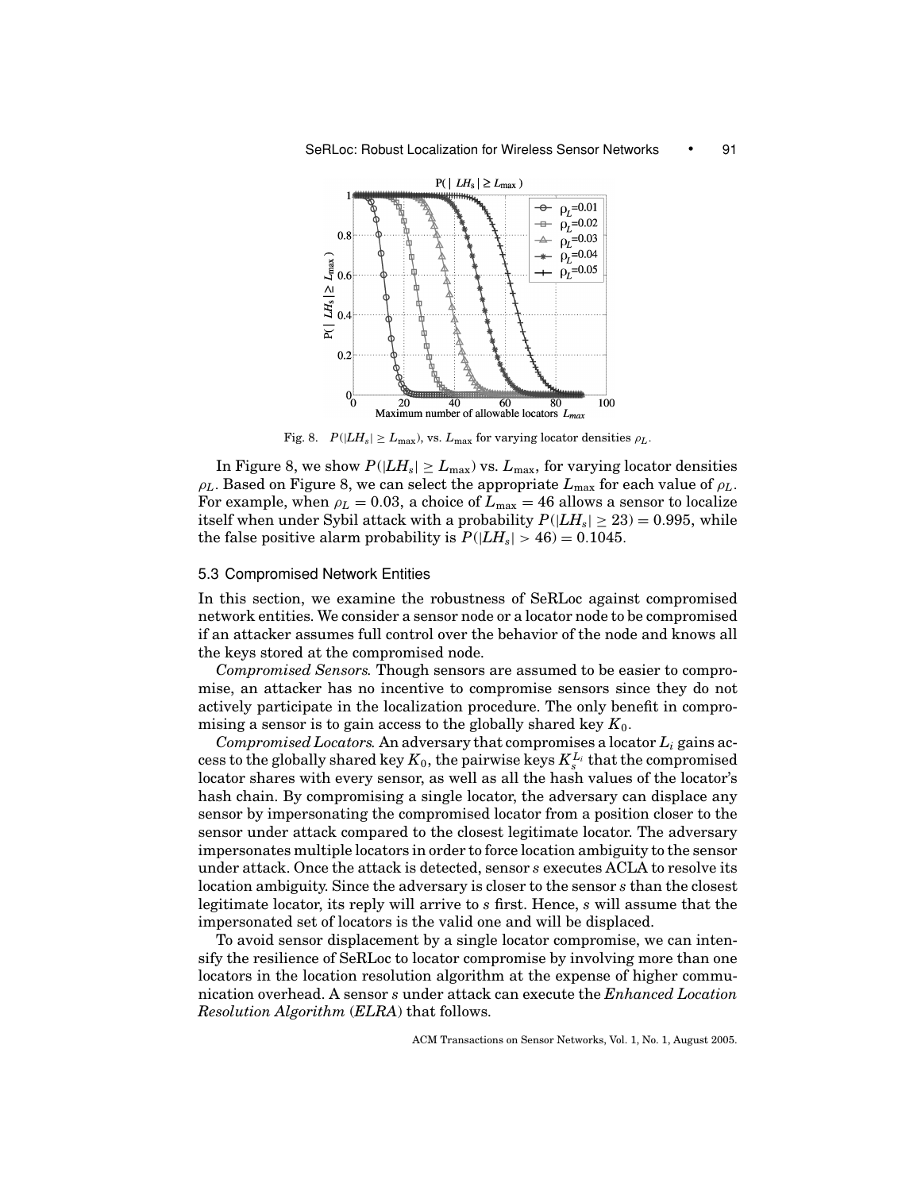P( | $LH_s$ | ≥ $L_{max}$ )

1

0.8

0.6

0.4

0.2

0

P( | $LH_s$ | ≥ $L_{max}$ )

0 20 40 60 80 100

Maximum number of allowable locators $L_{max}$

$\rho_L$=0.01

$\rho_L$=0.02

$\rho_L$=0.03

$\rho_L$=0.04

$\rho_L$=0.05

Fig. 8. $P(|LH_s| \geq L_{\max})$, vs. $L_{\max}$ for varying locator densities $\rho_L$.

In Figure 8, we show $P(|LH_s| \geq L_{\max})$ vs. $L_{\max}$, for varying locator densities $\rho_L$. Based on Figure 8, we can select the appropriate $L_{\max}$ for each value of $\rho_L$. For example, when $\rho_L = 0.03$, a choice of $L_{\max} = 46$ allows a sensor to localize itself when under Sybil attack with a probability $P(|LH_s| \geq 23) = 0.995$, while the false positive alarm probability is $P(|LH_s| > 46) = 0.1045$.

### 5.3 Compromised Network Entities

In this section, we examine the robustness of SeRLoc against compromised network entities. We consider a sensor node or a locator node to be compromised if an attacker assumes full control over the behavior of the node and knows all the keys stored at the compromised node.

*Compromised Sensors.* Though sensors are assumed to be easier to compromise, an attacker has no incentive to compromise sensors since they do not actively participate in the localization procedure. The only benefit in compromising a sensor is to gain access to the globally shared key $K_0$.

*Compromised Locators.* An adversary that compromises a locator $L_i$ gains access to the globally shared key $K_0$, the pairwise keys $K_s^{L_i}$ that the compromised locator shares with every sensor, as well as all the hash values of the locator's hash chain. By compromising a single locator, the adversary can displace any sensor by impersonating the compromised locator from a position closer to the sensor under attack compared to the closest legitimate locator. The adversary impersonates multiple locators in order to force location ambiguity to the sensor under attack. Once the attack is detected, sensor $s$ executes ACLA to resolve its location ambiguity. Since the adversary is closer to the sensor $s$ than the closest legitimate locator, its reply will arrive to $s$ first. Hence, $s$ will assume that the impersonated set of locators is the valid one and will be displaced.

To avoid sensor displacement by a single locator compromise, we can intensify the resilience of SeRLoc to locator compromise by involving more than one locators in the location resolution algorithm at the expense of higher communication overhead. A sensor $s$ under attack can execute the *Enhanced Location Resolution Algorithm* (*ELRA*) that follows.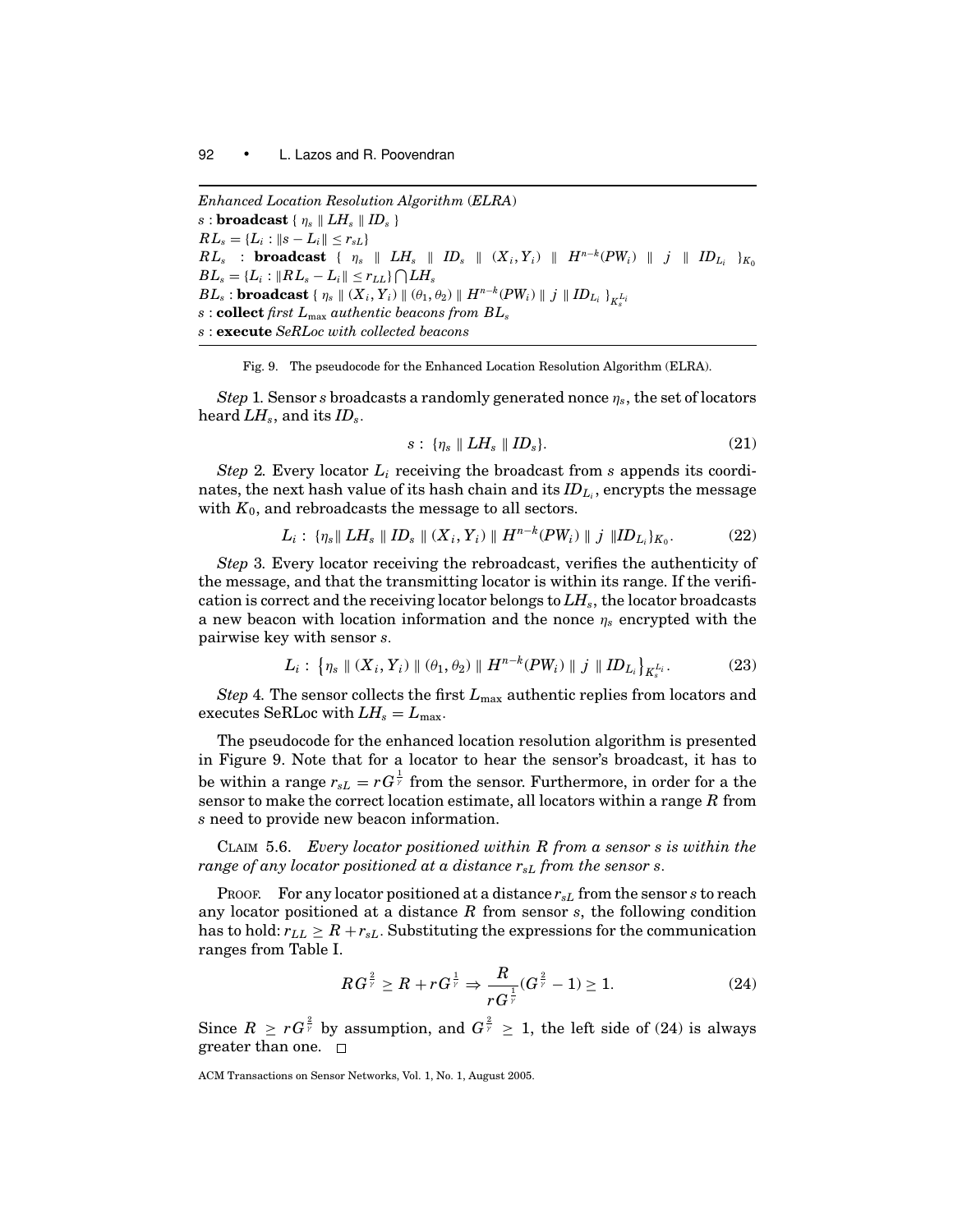*Enhanced Location Resolution Algorithm* (*ELRA*)
$s$ : **broadcast** $\{\ \eta_s \parallel LH_s \parallel ID_s\ \}$
$RL_s = \{L_i : \|s - L_i\| \leq r_{sL}\}$
$RL_s$ : **broadcast** $\{\ \eta_s \parallel LH_s \parallel ID_s \parallel (X_i, Y_i) \parallel H^{n-k}(PW_i) \parallel j \parallel ID_{L_i}\ \}_{K_0}$
$BL_s = \{L_i : \|RL_s - L_i\| \leq r_{LL}\} \bigcap LH_s$
$BL_s$ : **broadcast** $\{\ \eta_s \parallel (X_i, Y_i) \parallel (\theta_1, \theta_2) \parallel H^{n-k}(PW_i) \parallel j \parallel ID_{L_i}\ \}_{K_s^{L_i}}$
$s$ : **collect** *first* $L_{\max}$ *authentic beacons from* $BL_s$
$s$ : **execute** *SeRLoc with collected beacons*

Fig. 9. The pseudocode for the Enhanced Location Resolution Algorithm (ELRA).

*Step* 1. Sensor $s$ broadcasts a randomly generated nonce $\eta_s$, the set of locators heard $LH_s$, and its $ID_s$.

$$s:\ \{\eta_s \parallel LH_s \parallel ID_s\}. \tag{21}$$

*Step* 2. Every locator $L_i$ receiving the broadcast from $s$ appends its coordinates, the next hash value of its hash chain and its $ID_{L_i}$, encrypts the message with $K_0$, and rebroadcasts the message to all sectors.

$$L_i:\ \{\eta_s \parallel LH_s \parallel ID_s \parallel (X_i, Y_i) \parallel H^{n-k}(PW_i) \parallel j \parallel ID_{L_i}\}_{K_0}. \tag{22}$$

*Step* 3. Every locator receiving the rebroadcast, verifies the authenticity of the message, and that the transmitting locator is within its range. If the verification is correct and the receiving locator belongs to $LH_s$, the locator broadcasts a new beacon with location information and the nonce $\eta_s$ encrypted with the pairwise key with sensor $s$.

$$L_i:\ \left\{\eta_s \parallel (X_i, Y_i) \parallel (\theta_1, \theta_2) \parallel H^{n-k}(PW_i) \parallel j \parallel ID_{L_i}\right\}_{K_s^{L_i}}. \tag{23}$$

*Step* 4. The sensor collects the first $L_{\max}$ authentic replies from locators and executes SeRLoc with $LH_s = L_{\max}$.

The pseudocode for the enhanced location resolution algorithm is presented in Figure 9. Note that for a locator to hear the sensor's broadcast, it has to be within a range $r_{sL} = rG^{\frac{1}{\gamma}}$ from the sensor. Furthermore, in order for a the sensor to make the correct location estimate, all locators within a range $R$ from $s$ need to provide new beacon information.

CLAIM 5.6. *Every locator positioned within $R$ from a sensor $s$ is within the range of any locator positioned at a distance $r_{sL}$ from the sensor $s$.*

PROOF. For any locator positioned at a distance $r_{sL}$ from the sensor $s$ to reach any locator positioned at a distance $R$ from sensor $s$, the following condition has to hold: $r_{LL} \geq R + r_{sL}$. Substituting the expressions for the communication ranges from Table I.

$$RG^{\frac{2}{\gamma}} \geq R + rG^{\frac{1}{\gamma}} \Rightarrow \frac{R}{rG^{\frac{1}{\gamma}}}(G^{\frac{2}{\gamma}} - 1) \geq 1. \tag{24}$$

Since $R \geq rG^{\frac{2}{\gamma}}$ by assumption, and $G^{\frac{2}{\gamma}} \geq 1$, the left side of (24) is always greater than one. □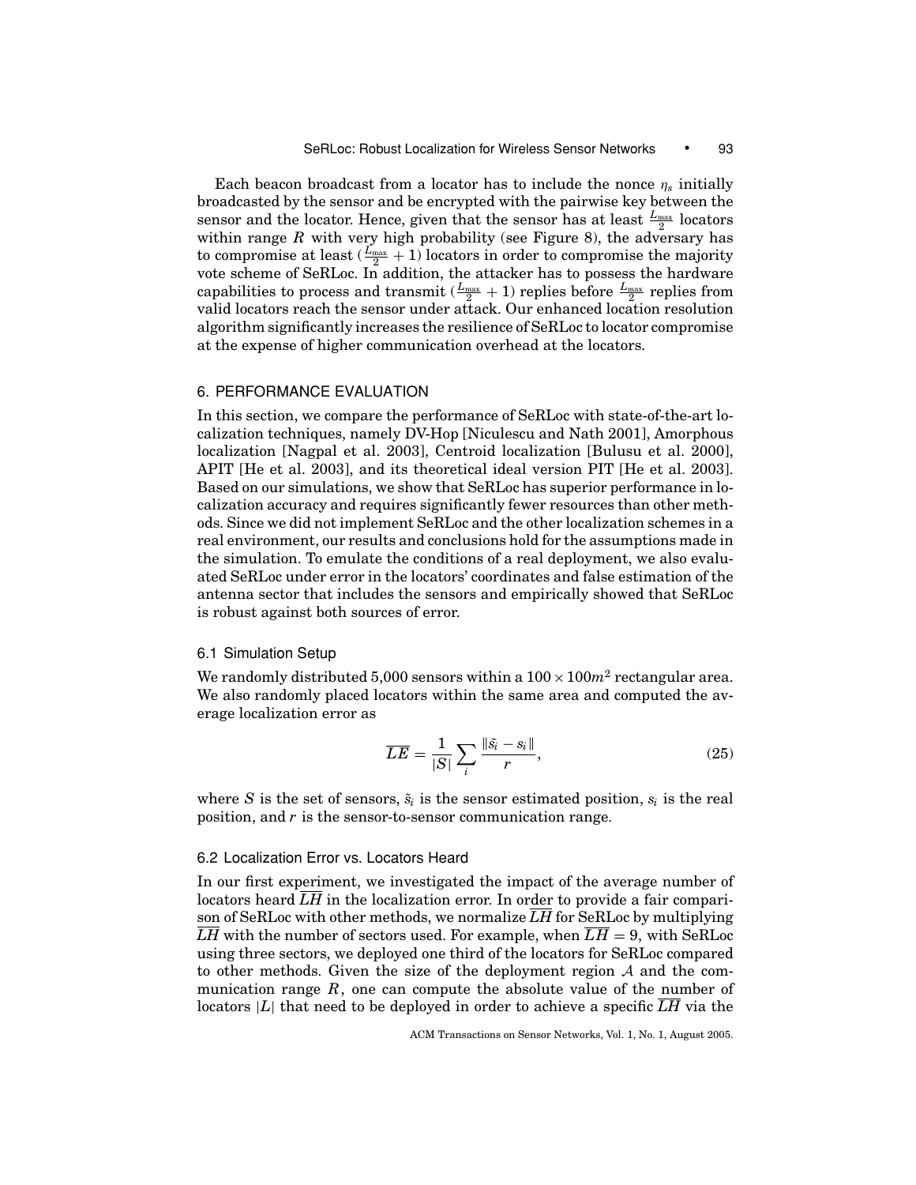Each beacon broadcast from a locator has to include the nonce $\eta_s$ initially broadcasted by the sensor and be encrypted with the pairwise key between the sensor and the locator. Hence, given that the sensor has at least $\frac{L_{\max}}{2}$ locators within range $R$ with very high probability (see Figure 8), the adversary has to compromise at least $(\frac{L_{\max}}{2}+1)$ locators in order to compromise the majority vote scheme of SeRLoc. In addition, the attacker has to possess the hardware capabilities to process and transmit $(\frac{L_{\max}}{2}+1)$ replies before $\frac{L_{\max}}{2}$ replies from valid locators reach the sensor under attack. Our enhanced location resolution algorithm significantly increases the resilience of SeRLoc to locator compromise at the expense of higher communication overhead at the locators.

## 6. PERFORMANCE EVALUATION

In this section, we compare the performance of SeRLoc with state-of-the-art localization techniques, namely DV-Hop [Niculescu and Nath 2001], Amorphous localization [Nagpal et al. 2003], Centroid localization [Bulusu et al. 2000], APIT [He et al. 2003], and its theoretical ideal version PIT [He et al. 2003]. Based on our simulations, we show that SeRLoc has superior performance in localization accuracy and requires significantly fewer resources than other methods. Since we did not implement SeRLoc and the other localization schemes in a real environment, our results and conclusions hold for the assumptions made in the simulation. To emulate the conditions of a real deployment, we also evaluated SeRLoc under error in the locators' coordinates and false estimation of the antenna sector that includes the sensors and empirically showed that SeRLoc is robust against both sources of error.

### 6.1 Simulation Setup

We randomly distributed 5,000 sensors within a $100 \times 100m^2$ rectangular area. We also randomly placed locators within the same area and computed the average localization error as

$$\overline{LE} = \frac{1}{|S|} \sum_i \frac{\|\tilde{s}_i - s_i\|}{r}, \tag{25}$$

where $S$ is the set of sensors, $\tilde{s}_i$ is the sensor estimated position, $s_i$ is the real position, and $r$ is the sensor-to-sensor communication range.

### 6.2 Localization Error vs. Locators Heard

In our first experiment, we investigated the impact of the average number of locators heard $\overline{LH}$ in the localization error. In order to provide a fair comparison of SeRLoc with other methods, we normalize $\overline{LH}$ for SeRLoc by multiplying $\overline{LH}$ with the number of sectors used. For example, when $\overline{LH} = 9$, with SeRLoc using three sectors, we deployed one third of the locators for SeRLoc compared to other methods. Given the size of the deployment region $\mathcal{A}$ and the communication range $R$, one can compute the absolute value of the number of locators $|L|$ that need to be deployed in order to achieve a specific $\overline{LH}$ via the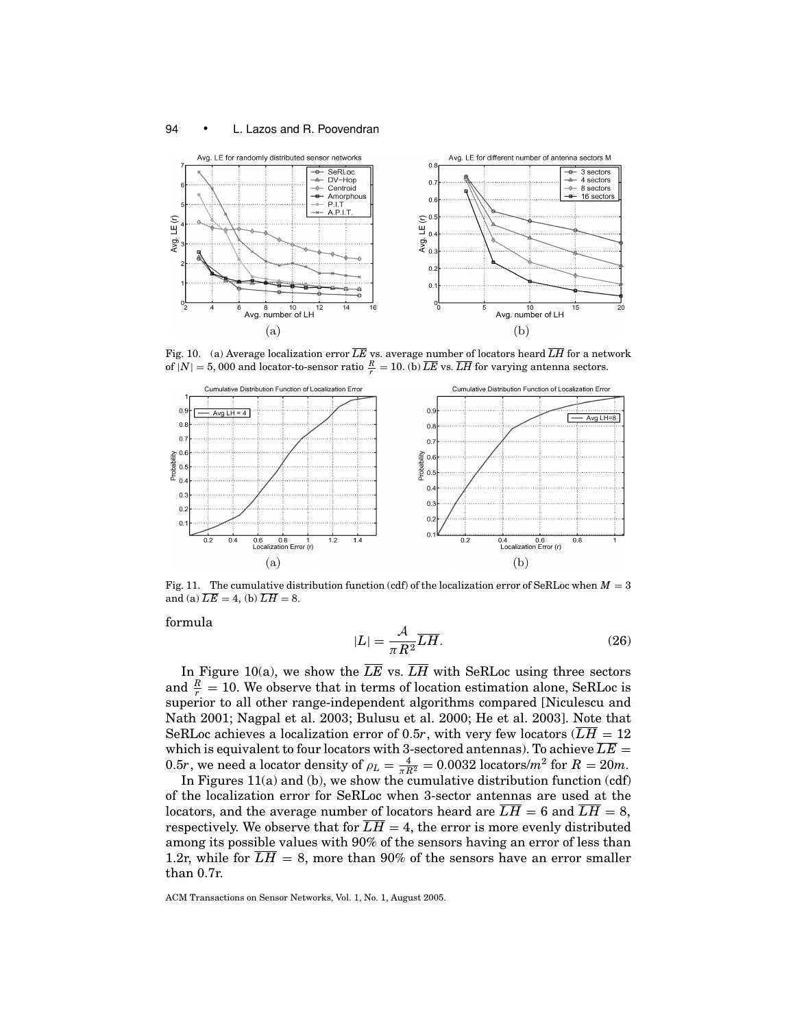Fig. 10. (a) Average localization error $\overline{LE}$ vs. average number of locators heard $\overline{LH}$ for a network of $|N| = 5,000$ and locator-to-sensor ratio $\frac{R}{r} = 10$. (b) $\overline{LE}$ vs. $\overline{LH}$ for varying antenna sectors.

Fig. 11. The cumulative distribution function (cdf) of the localization error of SeRLoc when $M = 3$ and (a) $\overline{LE} = 4$, (b) $\overline{LH} = 8$.

formula

$$|L| = \frac{\mathcal{A}}{\pi R^2}\overline{LH}. \tag{26}$$

In Figure 10(a), we show the $\overline{LE}$ vs. $\overline{LH}$ with SeRLoc using three sectors and $\frac{R}{r} = 10$. We observe that in terms of location estimation alone, SeRLoc is superior to all other range-independent algorithms compared [Niculescu and Nath 2001; Nagpal et al. 2003; Bulusu et al. 2000; He et al. 2003]. Note that SeRLoc achieves a localization error of $0.5r$, with very few locators ($\overline{LH} = 12$ which is equivalent to four locators with 3-sectored antennas). To achieve $\overline{LE} = 0.5r$, we need a locator density of $\rho_L = \frac{4}{\pi R^2} = 0.0032$ locators/$m^2$ for $R = 20m$.

In Figures 11(a) and (b), we show the cumulative distribution function (cdf) of the localization error for SeRLoc when 3-sector antennas are used at the locators, and the average number of locators heard are $\overline{LH} = 6$ and $\overline{LH} = 8$, respectively. We observe that for $\overline{LH} = 4$, the error is more evenly distributed among its possible values with 90% of the sensors having an error of less than 1.2r, while for $\overline{LH} = 8$, more than 90% of the sensors have an error smaller than 0.7r.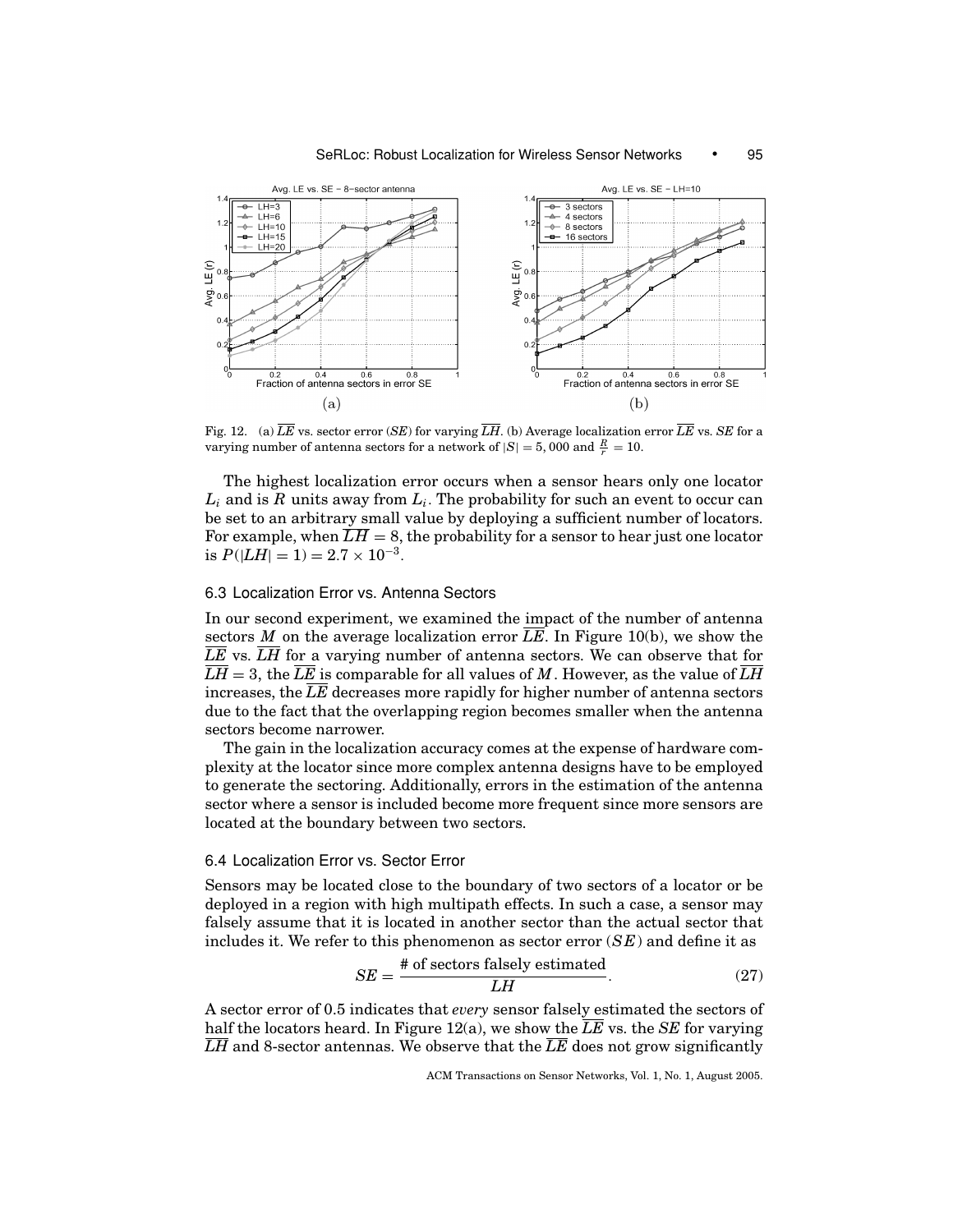Fig. 12. (a) $\overline{LE}$ vs. sector error (*SE*) for varying $\overline{LH}$. (b) Average localization error $\overline{LE}$ vs. *SE* for a varying number of antenna sectors for a network of $|S| = 5,000$ and $\frac{R}{r} = 10$.

The highest localization error occurs when a sensor hears only one locator $L_i$ and is $R$ units away from $L_i$. The probability for such an event to occur can be set to an arbitrary small value by deploying a sufficient number of locators. For example, when $\overline{LH} = 8$, the probability for a sensor to hear just one locator is $P(|LH| = 1) = 2.7 \times 10^{-3}$.

### 6.3 Localization Error vs. Antenna Sectors

In our second experiment, we examined the impact of the number of antenna sectors $M$ on the average localization error $\overline{LE}$. In Figure 10(b), we show the $\overline{LE}$ vs. $\overline{LH}$ for a varying number of antenna sectors. We can observe that for $\overline{LH} = 3$, the $\overline{LE}$ is comparable for all values of $M$. However, as the value of $\overline{LH}$ increases, the $\overline{LE}$ decreases more rapidly for higher number of antenna sectors due to the fact that the overlapping region becomes smaller when the antenna sectors become narrower.

The gain in the localization accuracy comes at the expense of hardware complexity at the locator since more complex antenna designs have to be employed to generate the sectoring. Additionally, errors in the estimation of the antenna sector where a sensor is included become more frequent since more sensors are located at the boundary between two sectors.

### 6.4 Localization Error vs. Sector Error

Sensors may be located close to the boundary of two sectors of a locator or be deployed in a region with high multipath effects. In such a case, a sensor may falsely assume that it is located in another sector than the actual sector that includes it. We refer to this phenomenon as sector error ($SE$) and define it as

$$SE = \frac{\text{\# of sectors falsely estimated}}{LH}. \tag{27}$$

A sector error of 0.5 indicates that *every* sensor falsely estimated the sectors of half the locators heard. In Figure 12(a), we show the $\overline{LE}$ vs. the *SE* for varying $\overline{LH}$ and 8-sector antennas. We observe that the $\overline{LE}$ does not grow significantly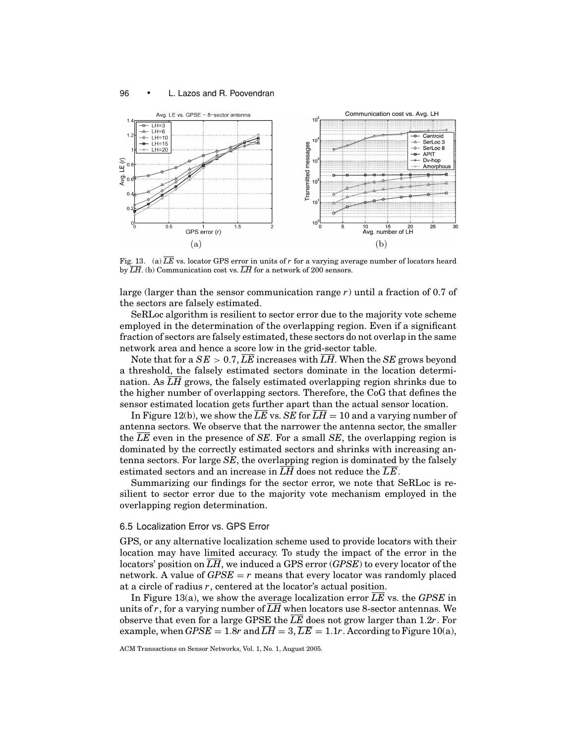Fig. 13. (a) $\overline{LE}$ vs. locator GPS error in units of $r$ for a varying average number of locators heard by $\overline{LH}$. (b) Communication cost vs. $\overline{LH}$ for a network of 200 sensors.

large (larger than the sensor communication range $r$) until a fraction of 0.7 of the sectors are falsely estimated.

SeRLoc algorithm is resilient to sector error due to the majority vote scheme employed in the determination of the overlapping region. Even if a significant fraction of sectors are falsely estimated, these sectors do not overlap in the same network area and hence a score low in the grid-sector table.

Note that for a $SE > 0.7$, $\overline{LE}$ increases with $\overline{LH}$. When the $SE$ grows beyond a threshold, the falsely estimated sectors dominate in the location determination. As $\overline{LH}$ grows, the falsely estimated overlapping region shrinks due to the higher number of overlapping sectors. Therefore, the CoG that defines the sensor estimated location gets further apart than the actual sensor location.

In Figure 12(b), we show the $\overline{LE}$ vs. $SE$ for $\overline{LH} = 10$ and a varying number of antenna sectors. We observe that the narrower the antenna sector, the smaller the $\overline{LE}$ even in the presence of $SE$. For a small $SE$, the overlapping region is dominated by the correctly estimated sectors and shrinks with increasing antenna sectors. For large $SE$, the overlapping region is dominated by the falsely estimated sectors and an increase in $\overline{LH}$ does not reduce the $\overline{LE}$.

Summarizing our findings for the sector error, we note that SeRLoc is resilient to sector error due to the majority vote mechanism employed in the overlapping region determination.

### 6.5 Localization Error vs. GPS Error

GPS, or any alternative localization scheme used to provide locators with their location may have limited accuracy. To study the impact of the error in the locators' position on $\overline{LH}$, we induced a GPS error ($GPSE$) to every locator of the network. A value of $GPSE = r$ means that every locator was randomly placed at a circle of radius $r$, centered at the locator's actual position.

In Figure 13(a), we show the average localization error $\overline{LE}$ vs. the $GPSE$ in units of $r$, for a varying number of $\overline{LH}$ when locators use 8-sector antennas. We observe that even for a large GPSE the $\overline{LE}$ does not grow larger than $1.2r$. For example, when $GPSE = 1.8r$ and $\overline{LH} = 3$, $\overline{LE} = 1.1r$. According to Figure 10(a),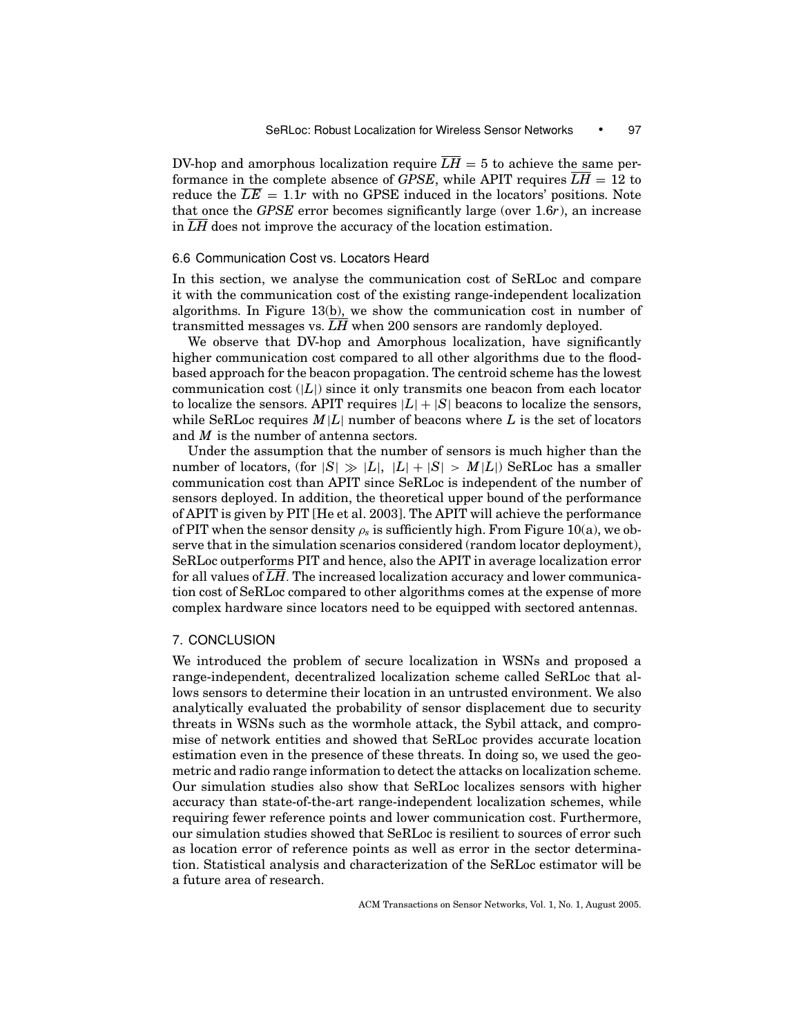DV-hop and amorphous localization require $\overline{LH} = 5$ to achieve the same performance in the complete absence of *GPSE*, while APIT requires $\overline{LH} = 12$ to reduce the $\overline{LE} = 1.1r$ with no GPSE induced in the locators' positions. Note that once the *GPSE* error becomes significantly large (over $1.6r$), an increase in $\overline{LH}$ does not improve the accuracy of the location estimation.

### 6.6 Communication Cost vs. Locators Heard

In this section, we analyse the communication cost of SeRLoc and compare it with the communication cost of the existing range-independent localization algorithms. In Figure 13(b), we show the communication cost in number of transmitted messages vs. $\overline{LH}$ when 200 sensors are randomly deployed.

We observe that DV-hop and Amorphous localization, have significantly higher communication cost compared to all other algorithms due to the flood-based approach for the beacon propagation. The centroid scheme has the lowest communication cost ($|L|$) since it only transmits one beacon from each locator to localize the sensors. APIT requires $|L| + |S|$ beacons to localize the sensors, while SeRLoc requires $M|L|$ number of beacons where $L$ is the set of locators and $M$ is the number of antenna sectors.

Under the assumption that the number of sensors is much higher than the number of locators, (for $|S| \gg |L|$, $|L| + |S| > M|L|$) SeRLoc has a smaller communication cost than APIT since SeRLoc is independent of the number of sensors deployed. In addition, the theoretical upper bound of the performance of APIT is given by PIT [He et al. 2003]. The APIT will achieve the performance of PIT when the sensor density $\rho_s$ is sufficiently high. From Figure 10(a), we observe that in the simulation scenarios considered (random locator deployment), SeRLoc outperforms PIT and hence, also the APIT in average localization error for all values of $\overline{LH}$. The increased localization accuracy and lower communication cost of SeRLoc compared to other algorithms comes at the expense of more complex hardware since locators need to be equipped with sectored antennas.

## 7. CONCLUSION

We introduced the problem of secure localization in WSNs and proposed a range-independent, decentralized localization scheme called SeRLoc that allows sensors to determine their location in an untrusted environment. We also analytically evaluated the probability of sensor displacement due to security threats in WSNs such as the wormhole attack, the Sybil attack, and compromise of network entities and showed that SeRLoc provides accurate location estimation even in the presence of these threats. In doing so, we used the geometric and radio range information to detect the attacks on localization scheme. Our simulation studies also show that SeRLoc localizes sensors with higher accuracy than state-of-the-art range-independent localization schemes, while requiring fewer reference points and lower communication cost. Furthermore, our simulation studies showed that SeRLoc is resilient to sources of error such as location error of reference points as well as error in the sector determination. Statistical analysis and characterization of the SeRLoc estimator will be a future area of research.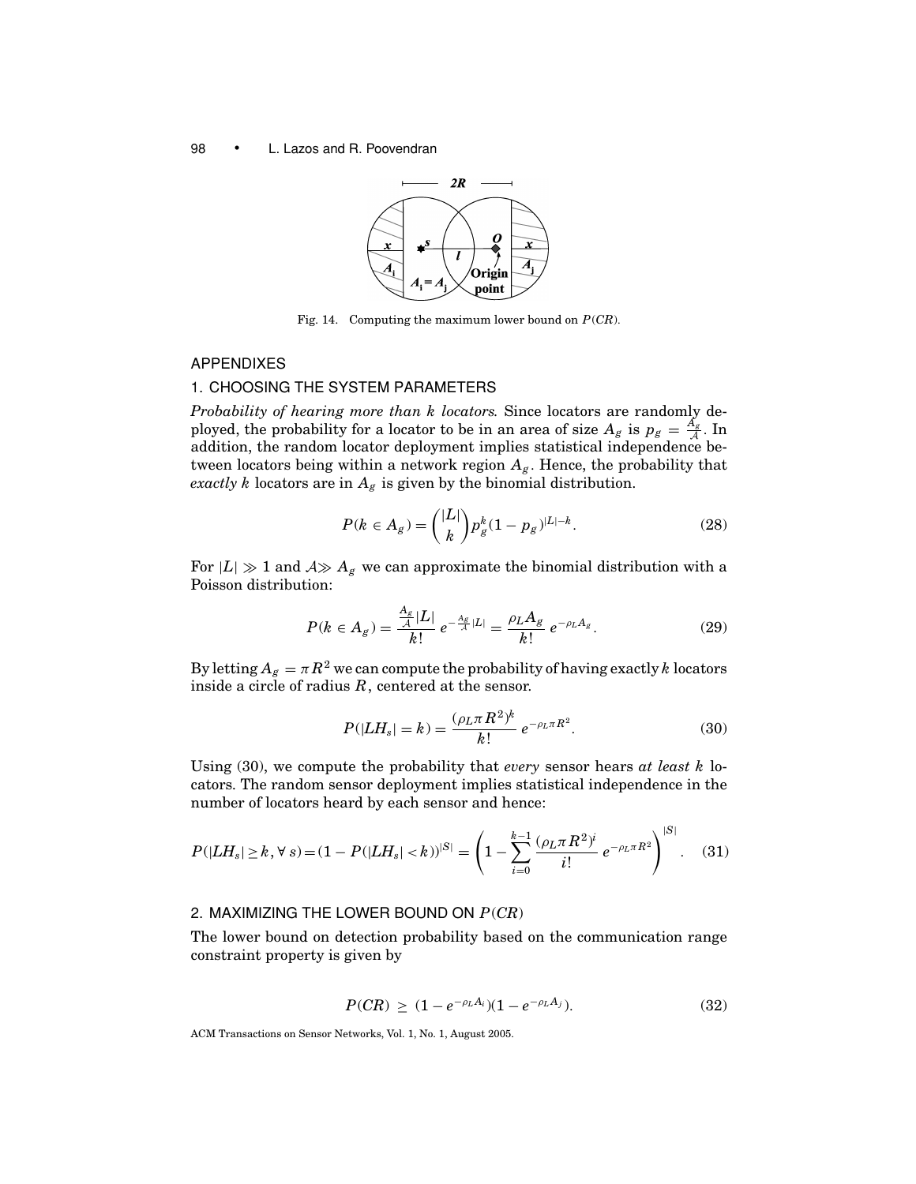Fig. 14. Computing the maximum lower bound on $P(CR)$.

## APPENDIXES

### 1. CHOOSING THE SYSTEM PARAMETERS

*Probability of hearing more than k locators.* Since locators are randomly deployed, the probability for a locator to be in an area of size $A_g$ is $p_g = \frac{A_g}{\mathcal{A}}$. In addition, the random locator deployment implies statistical independence between locators being within a network region $A_g$. Hence, the probability that *exactly k* locators are in $A_g$ is given by the binomial distribution.

$$P(k \in A_g) = \binom{|L|}{k} p_g^k (1 - p_g)^{|L|-k}. \tag{28}$$

For $|L| \gg 1$ and $\mathcal{A} \gg A_g$ we can approximate the binomial distribution with a Poisson distribution:

$$P(k \in A_g) = \frac{\frac{A_g}{\mathcal{A}}|L|}{k!}\, e^{-\frac{A_g}{\mathcal{A}}|L|} = \frac{\rho_L A_g}{k!}\, e^{-\rho_L A_g}. \tag{29}$$

By letting $A_g = \pi R^2$ we can compute the probability of having exactly $k$ locators inside a circle of radius $R$, centered at the sensor.

$$P(|LH_s| = k) = \frac{(\rho_L \pi R^2)^k}{k!}\, e^{-\rho_L \pi R^2}. \tag{30}$$

Using (30), we compute the probability that *every* sensor hears *at least k* locators. The random sensor deployment implies statistical independence in the number of locators heard by each sensor and hence:

$$P(|LH_s| \geq k, \forall\, s) = (1 - P(|LH_s| < k))^{|S|} = \left(1 - \sum_{i=0}^{k-1} \frac{(\rho_L \pi R^2)^i}{i!}\, e^{-\rho_L \pi R^2}\right)^{|S|}. \tag{31}$$

### 2. MAXIMIZING THE LOWER BOUND ON $P(CR)$

The lower bound on detection probability based on the communication range constraint property is given by

$$P(CR) \geq (1 - e^{-\rho_L A_i})(1 - e^{-\rho_L A_j}). \tag{32}$$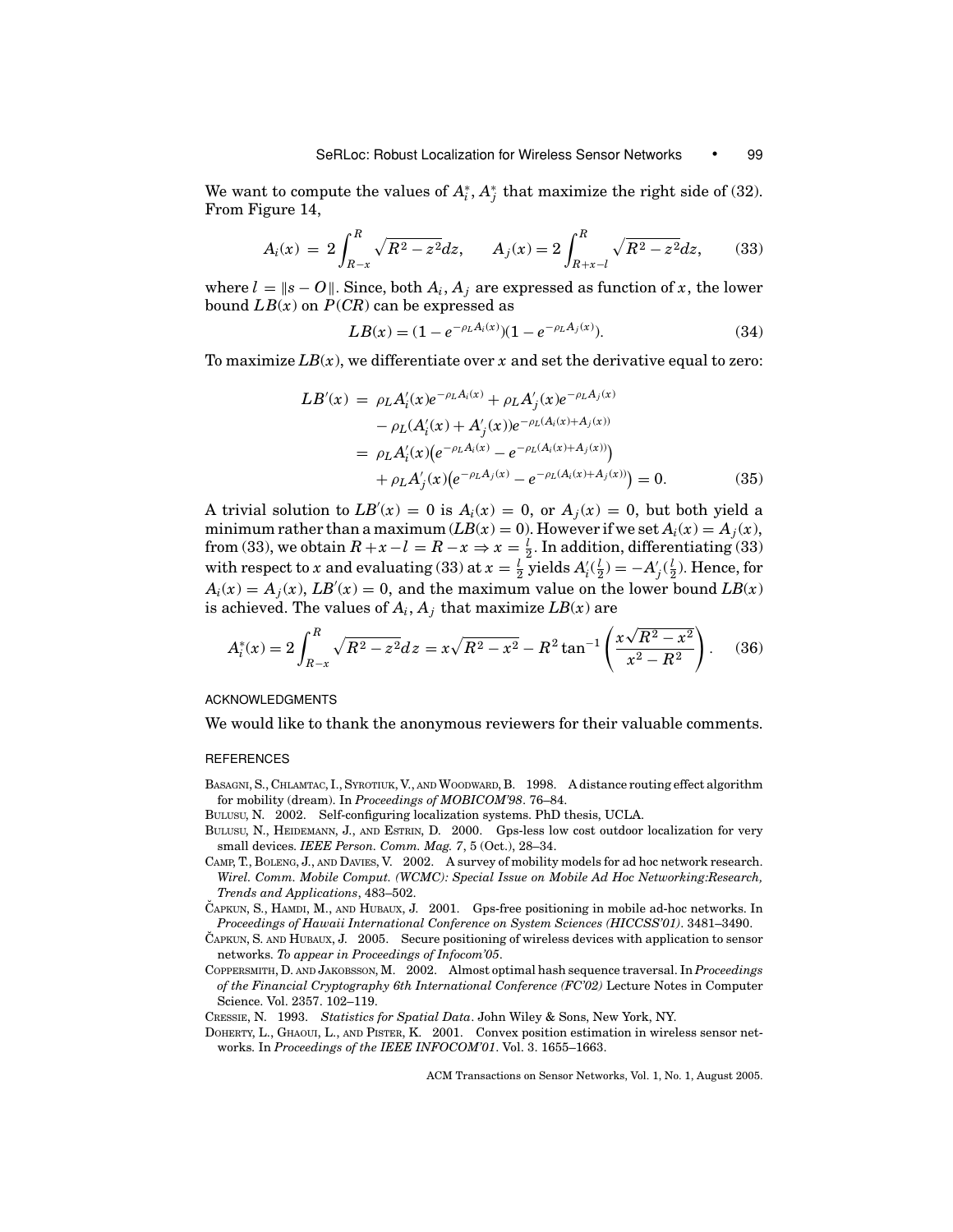We want to compute the values of $A_i^*, A_j^*$ that maximize the right side of (32). From Figure 14,

$$A_i(x) = 2\int_{R-x}^{R} \sqrt{R^2 - z^2}dz, \qquad A_j(x) = 2\int_{R+x-l}^{R} \sqrt{R^2 - z^2}dz, \tag{33}$$

where $l = \|s - O\|$. Since, both $A_i, A_j$ are expressed as function of $x$, the lower bound $LB(x)$ on $P(CR)$ can be expressed as

$$LB(x) = (1 - e^{-\rho_L A_i(x)})(1 - e^{-\rho_L A_j(x)}). \tag{34}$$

To maximize $LB(x)$, we differentiate over $x$ and set the derivative equal to zero:

$$\begin{aligned}
LB'(x) &= \rho_L A_i'(x) e^{-\rho_L A_i(x)} + \rho_L A_j'(x) e^{-\rho_L A_j(x)} \\
&\quad - \rho_L (A_i'(x) + A_j'(x)) e^{-\rho_L (A_i(x) + A_j(x))} \\
&= \rho_L A_i'(x) \big(e^{-\rho_L A_i(x)} - e^{-\rho_L (A_i(x) + A_j(x))}\big) \\
&\quad + \rho_L A_j'(x) \big(e^{-\rho_L A_j(x)} - e^{-\rho_L (A_i(x) + A_j(x))}\big) = 0.
\end{aligned} \tag{35}$$

A trivial solution to $LB'(x) = 0$ is $A_i(x) = 0$, or $A_j(x) = 0$, but both yield a minimum rather than a maximum ($LB(x) = 0$). However if we set $A_i(x) = A_j(x)$, from (33), we obtain $R + x - l = R - x \Rightarrow x = \frac{l}{2}$. In addition, differentiating (33) with respect to $x$ and evaluating (33) at $x = \frac{l}{2}$ yields $A_i'(\frac{l}{2}) = -A_j'(\frac{l}{2})$. Hence, for $A_i(x) = A_j(x)$, $LB'(x) = 0$, and the maximum value on the lower bound $LB(x)$ is achieved. The values of $A_i, A_j$ that maximize $LB(x)$ are

$$A_i^*(x) = 2\int_{R-x}^{R} \sqrt{R^2 - z^2}dz = x\sqrt{R^2 - x^2} - R^2 \tan^{-1}\left(\frac{x\sqrt{R^2 - x^2}}{x^2 - R^2}\right). \tag{36}$$

## ACKNOWLEDGMENTS

We would like to thank the anonymous reviewers for their valuable comments.

## REFERENCES

BASAGNI, S., CHLAMTAC, I., SYROTIUK, V., AND WOODWARD, B. 1998. A distance routing effect algorithm for mobility (dream). In *Proceedings of MOBICOM'98*. 76–84.

BULUSU, N. 2002. Self-configuring localization systems. PhD thesis, UCLA.

BULUSU, N., HEIDEMANN, J., AND ESTRIN, D. 2000. Gps-less low cost outdoor localization for very small devices. *IEEE Person. Comm. Mag. 7*, 5 (Oct.), 28–34.

CAMP, T., BOLENG, J., AND DAVIES, V. 2002. A survey of mobility models for ad hoc network research. *Wirel. Comm. Mobile Comput. (WCMC): Special Issue on Mobile Ad Hoc Networking:Research, Trends and Applications*, 483–502.

ČAPKUN, S., HAMDI, M., AND HUBAUX, J. 2001. Gps-free positioning in mobile ad-hoc networks. In *Proceedings of Hawaii International Conference on System Sciences (HICCSS'01)*. 3481–3490.

ČAPKUN, S. AND HUBAUX, J. 2005. Secure positioning of wireless devices with application to sensor networks. *To appear in Proceedings of Infocom'05*.

COPPERSMITH, D. AND JAKOBSSON, M. 2002. Almost optimal hash sequence traversal. In *Proceedings of the Financial Cryptography 6th International Conference (FC'02)* Lecture Notes in Computer Science. Vol. 2357. 102–119.

CRESSIE, N. 1993. *Statistics for Spatial Data*. John Wiley & Sons, New York, NY.

DOHERTY, L., GHAOUI, L., AND PISTER, K. 2001. Convex position estimation in wireless sensor networks. In *Proceedings of the IEEE INFOCOM'01*. Vol. 3. 1655–1663.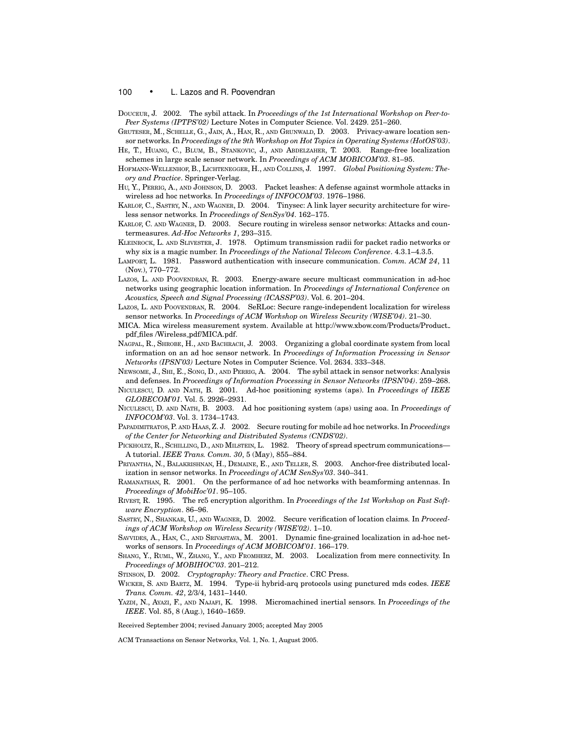DOUCEUR, J. 2002. The sybil attack. In *Proceedings of the 1st International Workshop on Peer-to-Peer Systems (IPTPS'02)* Lecture Notes in Computer Science. Vol. 2429. 251–260.

GRUTESER, M., SCHELLE, G., JAIN, A., HAN, R., AND GRUNWALD, D. 2003. Privacy-aware location sensor networks. In *Proceedings of the 9th Workshop on Hot Topics in Operating Systems (HotOS'03)*.

HE, T., HUANG, C., BLUM, B., STANKOVIC, J., AND ABDELZAHER, T. 2003. Range-free localization schemes in large scale sensor network. In *Proceedings of ACM MOBICOM'03*. 81–95.

HOFMANN-WELLENHOF, B., LICHTENEGGER, H., AND COLLINS, J. 1997. *Global Positioning System: Theory and Practice*. Springer-Verlag.

HU, Y., PERRIG, A., AND JOHNSON, D. 2003. Packet leashes: A defense against wormhole attacks in wireless ad hoc networks. In *Proceedings of INFOCOM'03*. 1976–1986.

KARLOF, C., SASTRY, N., AND WAGNER, D. 2004. Tinysec: A link layer security architecture for wireless sensor networks. In *Proceedings of SenSys'04*. 162–175.

KARLOF, C. AND WAGNER, D. 2003. Secure routing in wireless sensor networks: Attacks and countermeasures. *Ad-Hoc Networks 1*, 293–315.

KLEINROCK, L. AND SLIVESTER, J. 1978. Optimum transmission radii for packet radio networks or why six is a magic number. In *Proceedings of the National Telecom Conference*. 4.3.1–4.3.5.

LAMPORT, L. 1981. Password authentication with insecure communication. *Comm. ACM 24*, 11 (Nov.), 770–772.

LAZOS, L. AND POOVENDRAN, R. 2003. Energy-aware secure multicast communication in ad-hoc networks using geographic location information. In *Proceedings of International Conference on Acoustics, Speech and Signal Processing (ICASSP'03)*. Vol. 6. 201–204.

LAZOS, L. AND POOVENDRAN, R. 2004. SeRLoc: Secure range-independent localization for wireless sensor networks. In *Proceedings of ACM Workshop on Wireless Security (WISE'04)*. 21–30.

MICA. Mica wireless measurement system. Available at http://www.xbow.com/Products/Product_pdf_files /Wireless_pdf/MICA.pdf.

NAGPAL, R., SHROBE, H., AND BACHRACH, J. 2003. Organizing a global coordinate system from local information on an ad hoc sensor network. In *Proceedings of Information Processing in Sensor Networks (IPSN'03)* Lecture Notes in Computer Science. Vol. 2634. 333–348.

NEWSOME, J., SHI, E., SONG, D., AND PERRIG, A. 2004. The sybil attack in sensor networks: Analysis and defenses. In *Proceedings of Information Processing in Sensor Networks (IPSN'04)*. 259–268.

NICULESCU, D. AND NATH, B. 2001. Ad-hoc positioning systems (aps). In *Proceedings of IEEE GLOBECOM'01*. Vol. 5. 2926–2931.

NICULESCU, D. AND NATH, B. 2003. Ad hoc positioning system (aps) using aoa. In *Proceedings of INFOCOM'03*. Vol. 3. 1734–1743.

PAPADIMITRATOS, P. AND HAAS, Z. J. 2002. Secure routing for mobile ad hoc networks. In *Proceedings of the Center for Networking and Distributed Systems (CNDS'02)*.

PICKHOLTZ, R., SCHILLING, D., AND MILSTEIN, L. 1982. Theory of spread spectrum communications—A tutorial. *IEEE Trans. Comm. 30*, 5 (May), 855–884.

PRIYANTHA, N., BALAKRISHNAN, H., DEMAINE, E., AND TELLER, S. 2003. Anchor-free distributed localization in sensor networks. In *Proceedings of ACM SenSys'03*. 340–341.

RAMANATHAN, R. 2001. On the performance of ad hoc networks with beamforming antennas. In *Proceedings of MobiHoc'01*. 95–105.

RIVEST, R. 1995. The rc5 encryption algorithm. In *Proceedings of the 1st Workshop on Fast Software Encryption*. 86–96.

SASTRY, N., SHANKAR, U., AND WAGNER, D. 2002. Secure verification of location claims. In *Proceedings of ACM Workshop on Wireless Security (WISE'02)*. 1–10.

SAVVIDES, A., HAN, C., AND SRIVASTAVA, M. 2001. Dynamic fine-grained localization in ad-hoc networks of sensors. In *Proceedings of ACM MOBICOM'01*. 166–179.

SHANG, Y., RUML, W., ZHANG, Y., AND FROMHERZ, M. 2003. Localization from mere connectivity. In *Proceedings of MOBIHOC'03*. 201–212.

STINSON, D. 2002. *Cryptography: Theory and Practice*. CRC Press.

WICKER, S. AND BARTZ, M. 1994. Type-ii hybrid-arq protocols using punctured mds codes. *IEEE Trans. Comm. 42*, 2/3/4, 1431–1440.

YAZDI, N., AYAZI, F., AND NAJAFI, K. 1998. Micromachined inertial sensors. In *Proceedings of the IEEE*. Vol. 85, 8 (Aug.), 1640–1659.

Received September 2004; revised January 2005; accepted May 2005